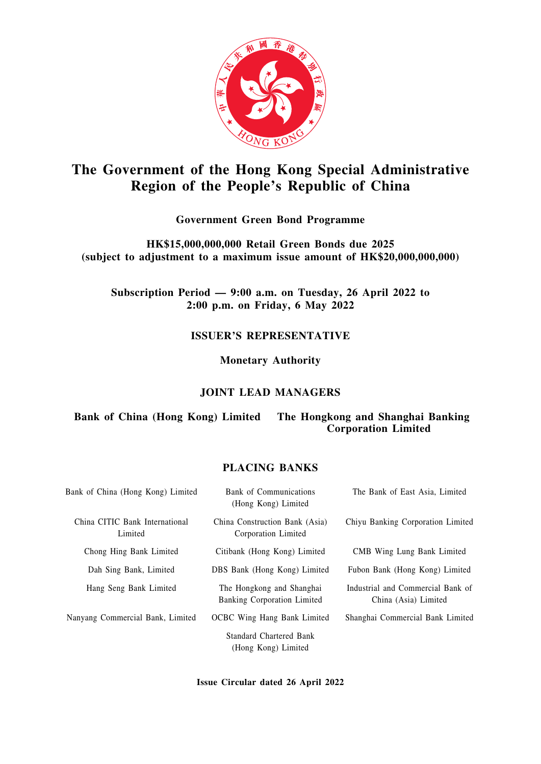# The Government of the Hong Kong Special Administrative Region of the People's Republic of China

**Government Green Bond Programme**

**HK$15,000,000,000 Retail Green Bonds due 2025**
**(subject to adjustment to a maximum issue amount of HK$20,000,000,000)**

**Subscription Period — 9:00 a.m. on Tuesday, 26 April 2022 to 2:00 p.m. on Friday, 6 May 2022**

## ISSUER'S REPRESENTATIVE

**Monetary Authority**

## JOINT LEAD MANAGERS

**Bank of China (Hong Kong) Limited** **The Hongkong and Shanghai Banking Corporation Limited**

## PLACING BANKS

Bank of China (Hong Kong) Limited

Bank of Communications (Hong Kong) Limited

The Bank of East Asia, Limited

China CITIC Bank International Limited

China Construction Bank (Asia) Corporation Limited

Chiyu Banking Corporation Limited

Chong Hing Bank Limited

Citibank (Hong Kong) Limited

CMB Wing Lung Bank Limited

Dah Sing Bank, Limited

DBS Bank (Hong Kong) Limited

Fubon Bank (Hong Kong) Limited

Hang Seng Bank Limited

The Hongkong and Shanghai Banking Corporation Limited

Industrial and Commercial Bank of China (Asia) Limited

Nanyang Commercial Bank, Limited

OCBC Wing Hang Bank Limited

Shanghai Commercial Bank Limited

Standard Chartered Bank (Hong Kong) Limited

**Issue Circular dated 26 April 2022**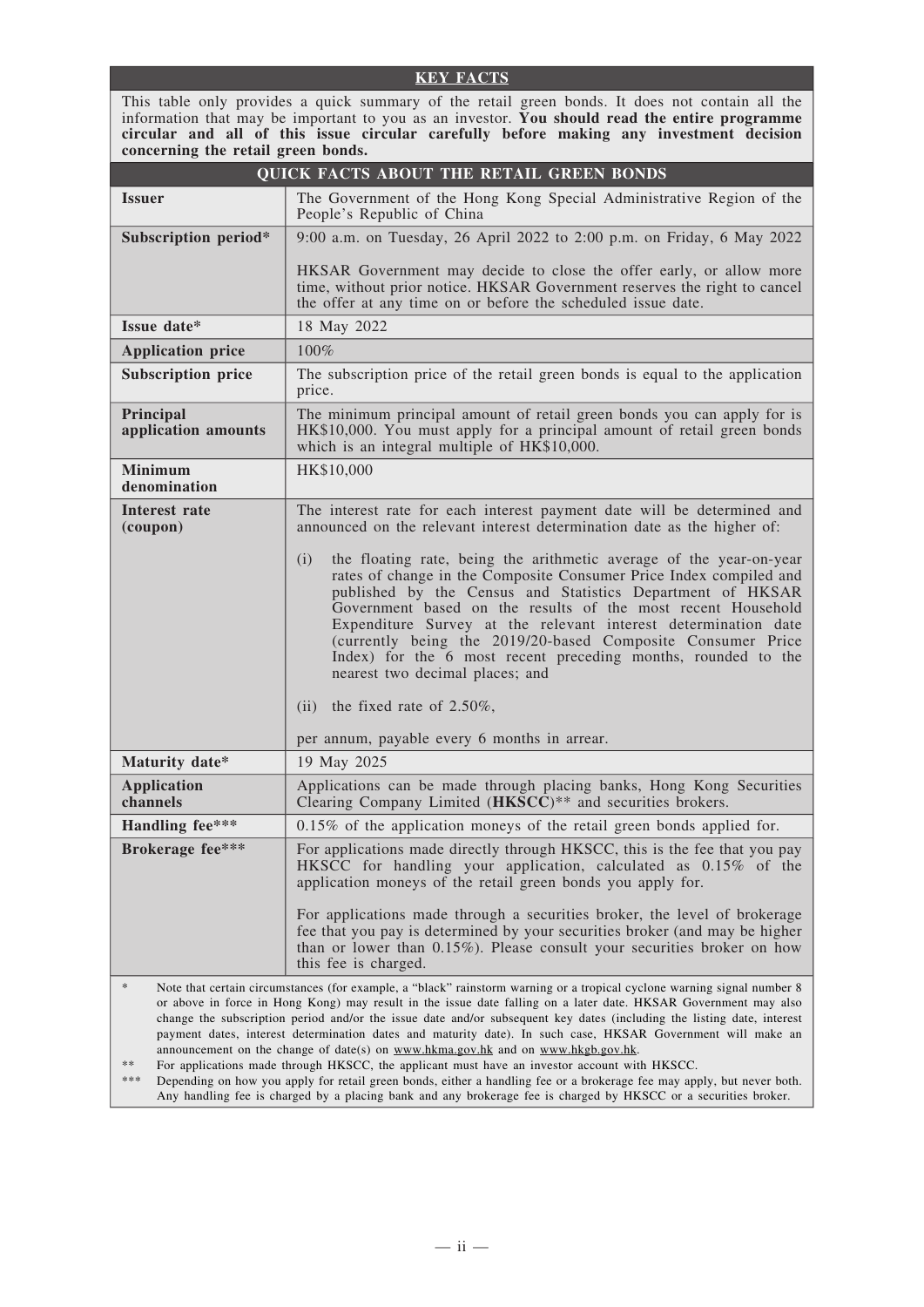## KEY FACTS

This table only provides a quick summary of the retail green bonds. It does not contain all the information that may be important to you as an investor. **You should read the entire programme circular and all of this issue circular carefully before making any investment decision concerning the retail green bonds.**

### QUICK FACTS ABOUT THE RETAIL GREEN BONDS

| | |
|---|---|
| **Issuer** | The Government of the Hong Kong Special Administrative Region of the People's Republic of China |
| **Subscription period*** | 9:00 a.m. on Tuesday, 26 April 2022 to 2:00 p.m. on Friday, 6 May 2022<br><br>HKSAR Government may decide to close the offer early, or allow more time, without prior notice. HKSAR Government reserves the right to cancel the offer at any time on or before the scheduled issue date. |
| **Issue date*** | 18 May 2022 |
| **Application price** | 100% |
| **Subscription price** | The subscription price of the retail green bonds is equal to the application price. |
| **Principal application amounts** | The minimum principal amount of retail green bonds you can apply for is HK$10,000. You must apply for a principal amount of retail green bonds which is an integral multiple of HK$10,000. |
| **Minimum denomination** | HK$10,000 |
| **Interest rate (coupon)** | The interest rate for each interest payment date will be determined and announced on the relevant interest determination date as the higher of:<br><br>(i) the floating rate, being the arithmetic average of the year-on-year rates of change in the Composite Consumer Price Index compiled and published by the Census and Statistics Department of HKSAR Government based on the results of the most recent Household Expenditure Survey at the relevant interest determination date (currently being the 2019/20-based Composite Consumer Price Index) for the 6 most recent preceding months, rounded to the nearest two decimal places; and<br><br>(ii) the fixed rate of 2.50%,<br><br>per annum, payable every 6 months in arrear. |
| **Maturity date*** | 19 May 2025 |
| **Application channels** | Applications can be made through placing banks, Hong Kong Securities Clearing Company Limited (**HKSCC**)** and securities brokers. |
| **Handling fee***** | 0.15% of the application moneys of the retail green bonds applied for. |
| **Brokerage fee***** | For applications made directly through HKSCC, this is the fee that you pay HKSCC for handling your application, calculated as 0.15% of the application moneys of the retail green bonds you apply for.<br><br>For applications made through a securities broker, the level of brokerage fee that you pay is determined by your securities broker (and may be higher than or lower than 0.15%). Please consult your securities broker on how this fee is charged. |

\* Note that certain circumstances (for example, a "black" rainstorm warning or a tropical cyclone warning signal number 8 or above in force in Hong Kong) may result in the issue date falling on a later date. HKSAR Government may also change the subscription period and/or the issue date and/or subsequent key dates (including the listing date, interest payment dates, interest determination dates and maturity date). In such case, HKSAR Government will make an announcement on the change of date(s) on www.hkma.gov.hk and on www.hkgb.gov.hk.

\*\* For applications made through HKSCC, the applicant must have an investor account with HKSCC.

\*\*\* Depending on how you apply for retail green bonds, either a handling fee or a brokerage fee may apply, but never both. Any handling fee is charged by a placing bank and any brokerage fee is charged by HKSCC or a securities broker.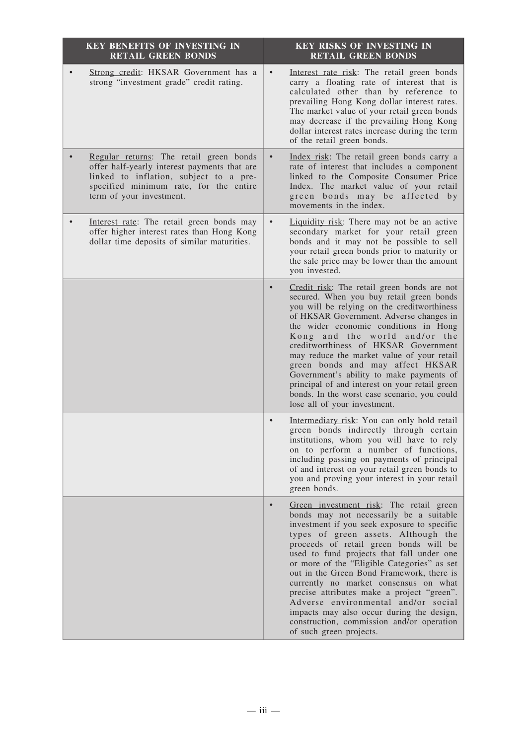| KEY BENEFITS OF INVESTING IN RETAIL GREEN BONDS | KEY RISKS OF INVESTING IN RETAIL GREEN BONDS |
|---|---|
| • Strong credit: HKSAR Government has a strong "investment grade" credit rating. | • Interest rate risk: The retail green bonds carry a floating rate of interest that is calculated other than by reference to prevailing Hong Kong dollar interest rates. The market value of your retail green bonds may decrease if the prevailing Hong Kong dollar interest rates increase during the term of the retail green bonds. |
| • Regular returns: The retail green bonds offer half-yearly interest payments that are linked to inflation, subject to a pre-specified minimum rate, for the entire term of your investment. | • Index risk: The retail green bonds carry a rate of interest that includes a component linked to the Composite Consumer Price Index. The market value of your retail green bonds may be affected by movements in the index. |
| • Interest rate: The retail green bonds may offer higher interest rates than Hong Kong dollar time deposits of similar maturities. | • Liquidity risk: There may not be an active secondary market for your retail green bonds and it may not be possible to sell your retail green bonds prior to maturity or the sale price may be lower than the amount you invested. |
| | • Credit risk: The retail green bonds are not secured. When you buy retail green bonds you will be relying on the creditworthiness of HKSAR Government. Adverse changes in the wider economic conditions in Hong Kong and the world and/or the creditworthiness of HKSAR Government may reduce the market value of your retail green bonds and may affect HKSAR Government's ability to make payments of principal of and interest on your retail green bonds. In the worst case scenario, you could lose all of your investment. |
| | • Intermediary risk: You can only hold retail green bonds indirectly through certain institutions, whom you will have to rely on to perform a number of functions, including passing on payments of principal of and interest on your retail green bonds to you and proving your interest in your retail green bonds. |
| | • Green investment risk: The retail green bonds may not necessarily be a suitable investment if you seek exposure to specific types of green assets. Although the proceeds of retail green bonds will be used to fund projects that fall under one or more of the "Eligible Categories" as set out in the Green Bond Framework, there is currently no market consensus on what precise attributes make a project "green". Adverse environmental and/or social impacts may also occur during the design, construction, commission and/or operation of such green projects. |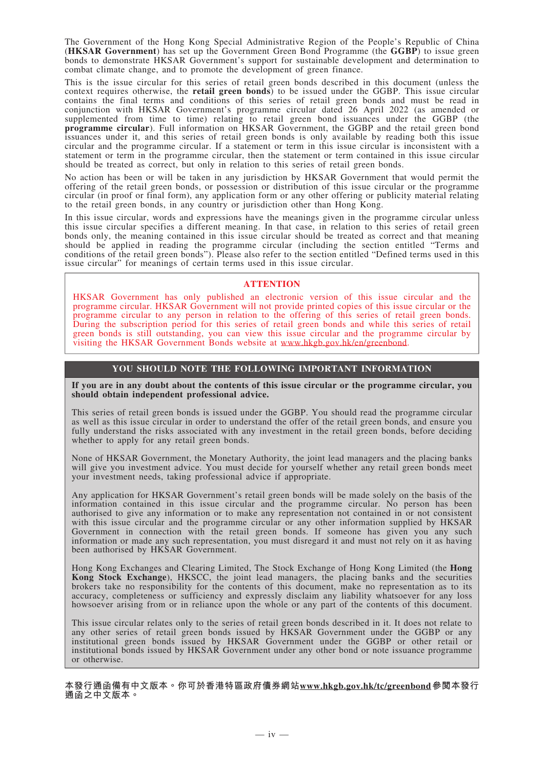The Government of the Hong Kong Special Administrative Region of the People's Republic of China (**HKSAR Government**) has set up the Government Green Bond Programme (the **GGBP**) to issue green bonds to demonstrate HKSAR Government's support for sustainable development and determination to combat climate change, and to promote the development of green finance.

This is the issue circular for this series of retail green bonds described in this document (unless the context requires otherwise, the **retail green bonds**) to be issued under the GGBP. This issue circular contains the final terms and conditions of this series of retail green bonds and must be read in conjunction with HKSAR Government's programme circular dated 26 April 2022 (as amended or supplemented from time to time) relating to retail green bond issuances under the GGBP (the **programme circular**). Full information on HKSAR Government, the GGBP and the retail green bond issuances under it, and this series of retail green bonds is only available by reading both this issue circular and the programme circular. If a statement or term in this issue circular is inconsistent with a statement or term in the programme circular, then the statement or term contained in this issue circular should be treated as correct, but only in relation to this series of retail green bonds.

No action has been or will be taken in any jurisdiction by HKSAR Government that would permit the offering of the retail green bonds, or possession or distribution of this issue circular or the programme circular (in proof or final form), any application form or any other offering or publicity material relating to the retail green bonds, in any country or jurisdiction other than Hong Kong.

In this issue circular, words and expressions have the meanings given in the programme circular unless this issue circular specifies a different meaning. In that case, in relation to this series of retail green bonds only, the meaning contained in this issue circular should be treated as correct and that meaning should be applied in reading the programme circular (including the section entitled "Terms and conditions of the retail green bonds"). Please also refer to the section entitled "Defined terms used in this issue circular" for meanings of certain terms used in this issue circular.

**ATTENTION**

HKSAR Government has only published an electronic version of this issue circular and the programme circular. HKSAR Government will not provide printed copies of this issue circular or the programme circular to any person in relation to the offering of this series of retail green bonds. During the subscription period for this series of retail green bonds and while this series of retail green bonds is still outstanding, you can view this issue circular and the programme circular by visiting the HKSAR Government Bonds website at www.hkgb.gov.hk/en/greenbond.

**YOU SHOULD NOTE THE FOLLOWING IMPORTANT INFORMATION**

**If you are in any doubt about the contents of this issue circular or the programme circular, you should obtain independent professional advice.**

This series of retail green bonds is issued under the GGBP. You should read the programme circular as well as this issue circular in order to understand the offer of the retail green bonds, and ensure you fully understand the risks associated with any investment in the retail green bonds, before deciding whether to apply for any retail green bonds.

None of HKSAR Government, the Monetary Authority, the joint lead managers and the placing banks will give you investment advice. You must decide for yourself whether any retail green bonds meet your investment needs, taking professional advice if appropriate.

Any application for HKSAR Government's retail green bonds will be made solely on the basis of the information contained in this issue circular and the programme circular. No person has been authorised to give any information or to make any representation not contained in or not consistent with this issue circular and the programme circular or any other information supplied by HKSAR Government in connection with the retail green bonds. If someone has given you any such information or made any such representation, you must disregard it and must not rely on it as having been authorised by HKSAR Government.

Hong Kong Exchanges and Clearing Limited, The Stock Exchange of Hong Kong Limited (the **Hong Kong Stock Exchange**), HKSCC, the joint lead managers, the placing banks and the securities brokers take no responsibility for the contents of this document, make no representation as to its accuracy, completeness or sufficiency and expressly disclaim any liability whatsoever for any loss howsoever arising from or in reliance upon the whole or any part of the contents of this document.

This issue circular relates only to the series of retail green bonds described in it. It does not relate to any other series of retail green bonds issued by HKSAR Government under the GGBP or any institutional green bonds issued by HKSAR Government under the GGBP or other retail or institutional bonds issued by HKSAR Government under any other bond or note issuance programme or otherwise.

**本發行通函備有中文版本。你可於香港特區政府債券網站www.hkgb.gov.hk/tc/greenbond參閱本發行通函之中文版本。**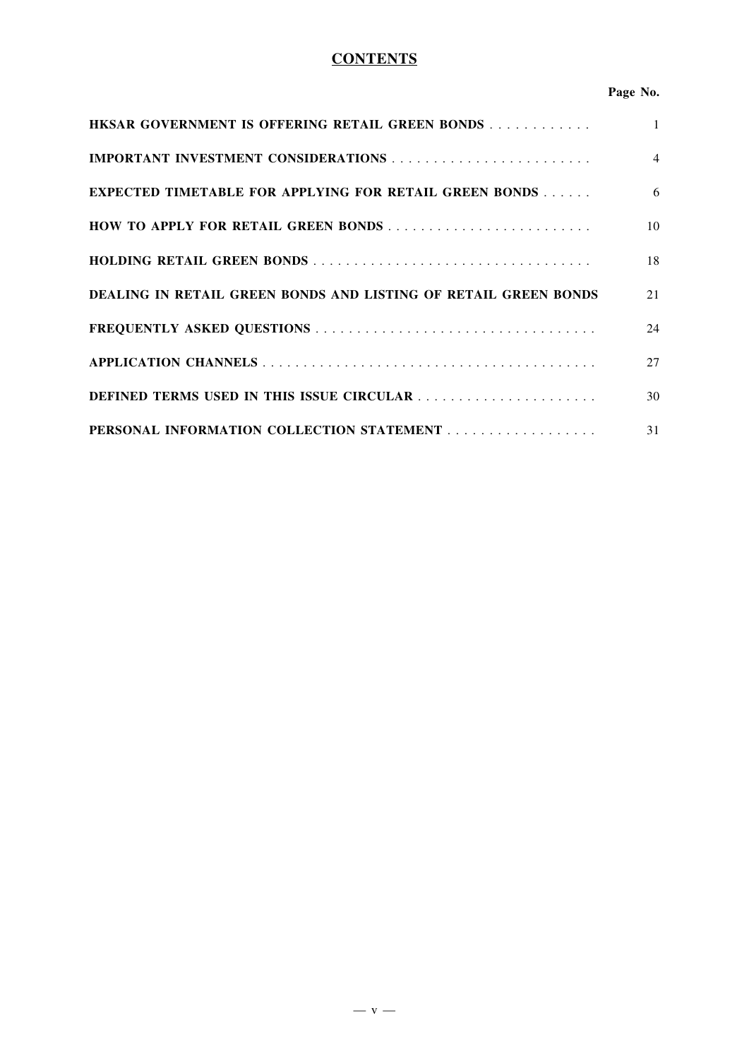# CONTENTS

| | Page No. |
|---|---|
| **HKSAR GOVERNMENT IS OFFERING RETAIL GREEN BONDS** | 1 |
| **IMPORTANT INVESTMENT CONSIDERATIONS** | 4 |
| **EXPECTED TIMETABLE FOR APPLYING FOR RETAIL GREEN BONDS** | 6 |
| **HOW TO APPLY FOR RETAIL GREEN BONDS** | 10 |
| **HOLDING RETAIL GREEN BONDS** | 18 |
| **DEALING IN RETAIL GREEN BONDS AND LISTING OF RETAIL GREEN BONDS** | 21 |
| **FREQUENTLY ASKED QUESTIONS** | 24 |
| **APPLICATION CHANNELS** | 27 |
| **DEFINED TERMS USED IN THIS ISSUE CIRCULAR** | 30 |
| **PERSONAL INFORMATION COLLECTION STATEMENT** | 31 |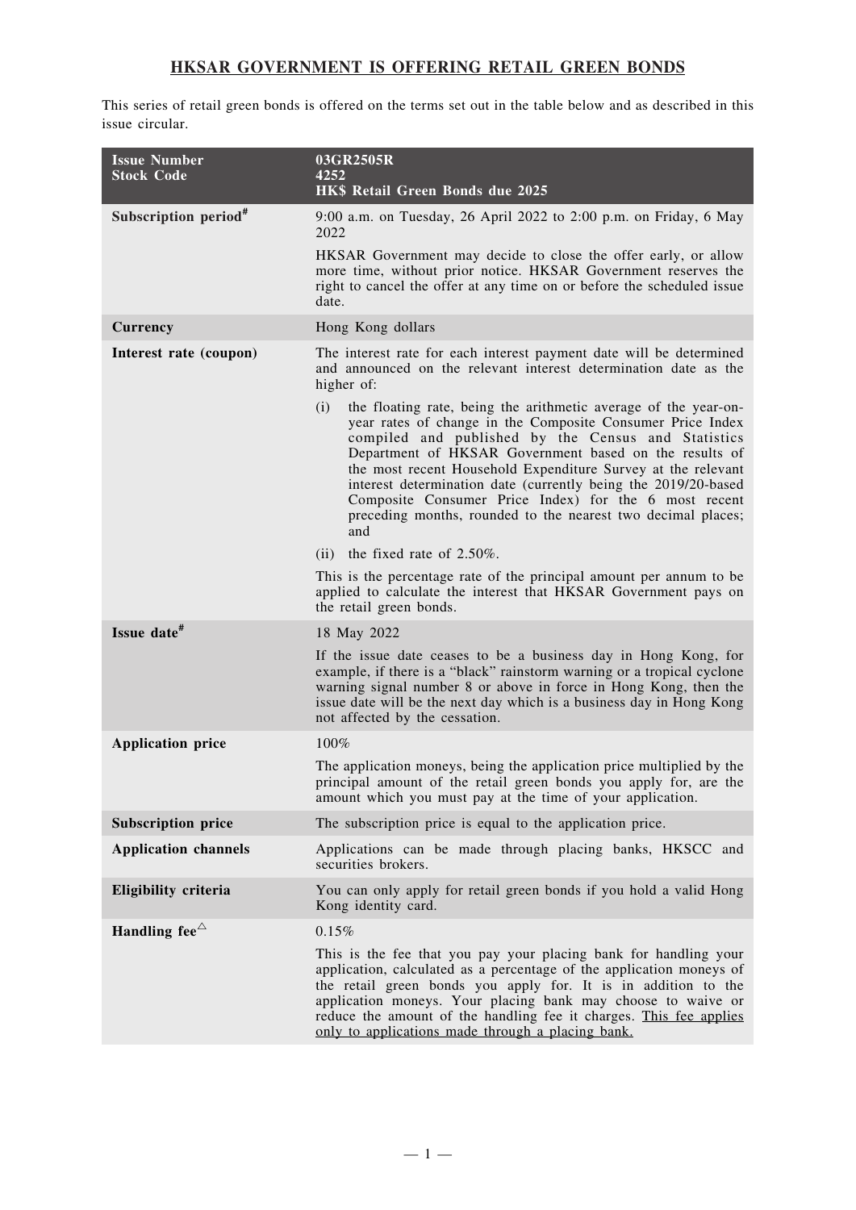# HKSAR GOVERNMENT IS OFFERING RETAIL GREEN BONDS

This series of retail green bonds is offered on the terms set out in the table below and as described in this issue circular.

| **Issue Number**<br>**Stock Code** | **03GR2505R**<br>**4252**<br>**HK$ Retail Green Bonds due 2025** |
|---|---|
| **Subscription period#** | 9:00 a.m. on Tuesday, 26 April 2022 to 2:00 p.m. on Friday, 6 May 2022<br><br>HKSAR Government may decide to close the offer early, or allow more time, without prior notice. HKSAR Government reserves the right to cancel the offer at any time on or before the scheduled issue date. |
| **Currency** | Hong Kong dollars |
| **Interest rate (coupon)** | The interest rate for each interest payment date will be determined and announced on the relevant interest determination date as the higher of:<br><br>(i) the floating rate, being the arithmetic average of the year-on-year rates of change in the Composite Consumer Price Index compiled and published by the Census and Statistics Department of HKSAR Government based on the results of the most recent Household Expenditure Survey at the relevant interest determination date (currently being the 2019/20-based Composite Consumer Price Index) for the 6 most recent preceding months, rounded to the nearest two decimal places; and<br><br>(ii) the fixed rate of 2.50%.<br><br>This is the percentage rate of the principal amount per annum to be applied to calculate the interest that HKSAR Government pays on the retail green bonds. |
| **Issue date#** | 18 May 2022<br><br>If the issue date ceases to be a business day in Hong Kong, for example, if there is a "black" rainstorm warning or a tropical cyclone warning signal number 8 or above in force in Hong Kong, then the issue date will be the next day which is a business day in Hong Kong not affected by the cessation. |
| **Application price** | 100%<br><br>The application moneys, being the application price multiplied by the principal amount of the retail green bonds you apply for, are the amount which you must pay at the time of your application. |
| **Subscription price** | The subscription price is equal to the application price. |
| **Application channels** | Applications can be made through placing banks, HKSCC and securities brokers. |
| **Eligibility criteria** | You can only apply for retail green bonds if you hold a valid Hong Kong identity card. |
| **Handling fee△** | 0.15%<br><br>This is the fee that you pay your placing bank for handling your application, calculated as a percentage of the application moneys of the retail green bonds you apply for. It is in addition to the application moneys. Your placing bank may choose to waive or reduce the amount of the handling fee it charges. <u>This fee applies only to applications made through a placing bank.</u> |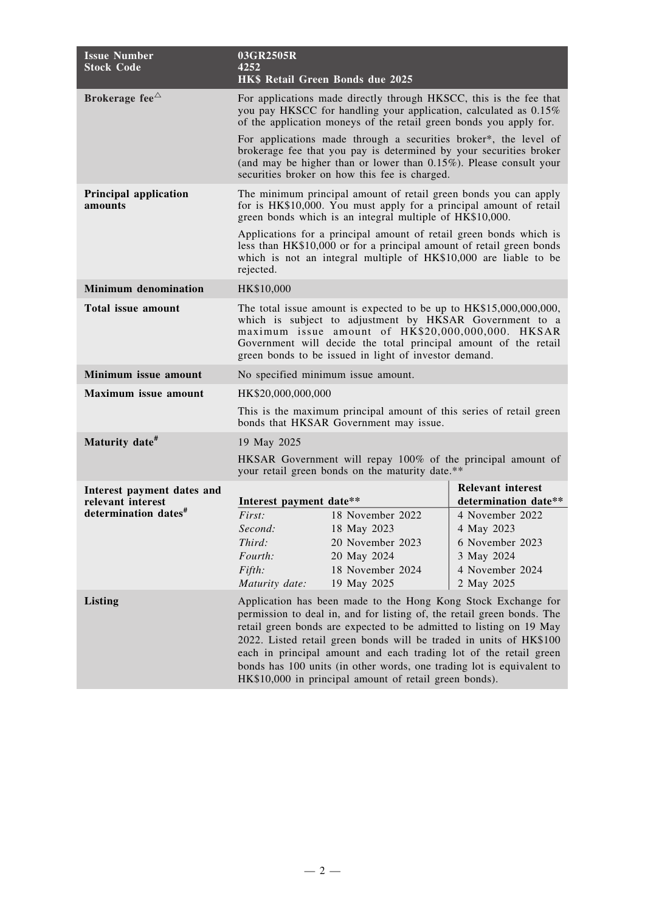| Issue Number<br>Stock Code | 03GR2505R<br>4252<br>HK$ Retail Green Bonds due 2025 |
|---|---|
| **Brokerage fee**△ | For applications made directly through HKSCC, this is the fee that you pay HKSCC for handling your application, calculated as 0.15% of the application moneys of the retail green bonds you apply for.<br><br>For applications made through a securities broker*, the level of brokerage fee that you pay is determined by your securities broker (and may be higher than or lower than 0.15%). Please consult your securities broker on how this fee is charged. |
| **Principal application amounts** | The minimum principal amount of retail green bonds you can apply for is HK$10,000. You must apply for a principal amount of retail green bonds which is an integral multiple of HK$10,000.<br><br>Applications for a principal amount of retail green bonds which is less than HK$10,000 or for a principal amount of retail green bonds which is not an integral multiple of HK$10,000 are liable to be rejected. |
| **Minimum denomination** | HK$10,000 |
| **Total issue amount** | The total issue amount is expected to be up to HK$15,000,000,000, which is subject to adjustment by HKSAR Government to a maximum issue amount of HK$20,000,000,000. HKSAR Government will decide the total principal amount of the retail green bonds to be issued in light of investor demand. |
| **Minimum issue amount** | No specified minimum issue amount. |
| **Maximum issue amount** | HK$20,000,000,000<br><br>This is the maximum principal amount of this series of retail green bonds that HKSAR Government may issue. |
| **Maturity date**# | 19 May 2025<br><br>HKSAR Government will repay 100% of the principal amount of your retail green bonds on the maturity date.** |
| **Interest payment dates and relevant interest determination dates**# | **Interest payment date**** / **Relevant interest determination date****<br>*First:* 18 November 2022 / 4 November 2022<br>*Second:* 18 May 2023 / 4 May 2023<br>*Third:* 20 November 2023 / 6 November 2023<br>*Fourth:* 20 May 2024 / 3 May 2024<br>*Fifth:* 18 November 2024 / 4 November 2024<br>*Maturity date:* 19 May 2025 / 2 May 2025 |
| **Listing** | Application has been made to the Hong Kong Stock Exchange for permission to deal in, and for listing of, the retail green bonds. The retail green bonds are expected to be admitted to listing on 19 May 2022. Listed retail green bonds will be traded in units of HK$100 each in principal amount and each trading lot of the retail green bonds has 100 units (in other words, one trading lot is equivalent to HK$10,000 in principal amount of retail green bonds). |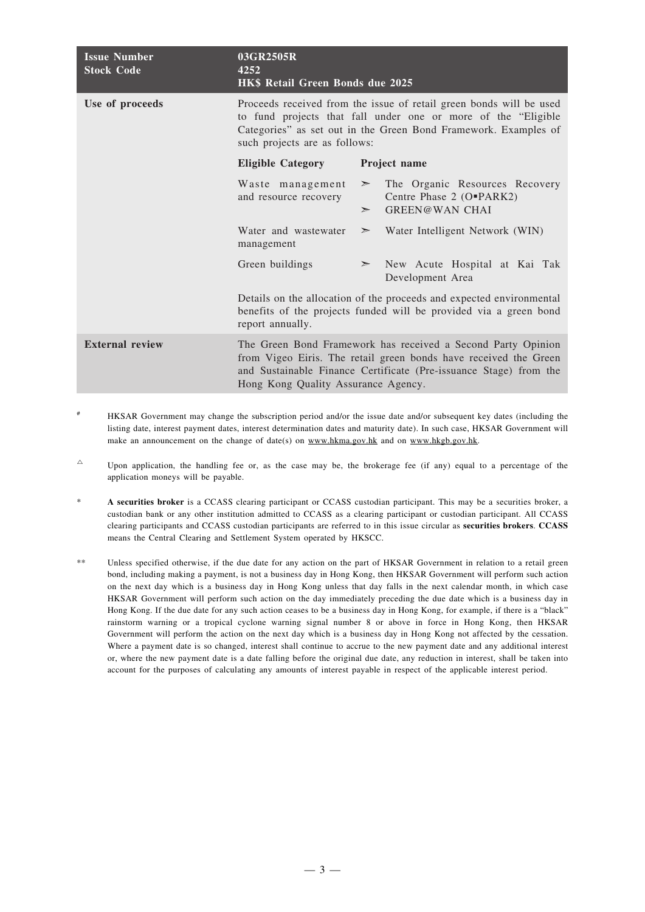| Issue Number<br>Stock Code | 03GR2505R<br>4252<br>HK$ Retail Green Bonds due 2025 |
|---|---|
| **Use of proceeds** | Proceeds received from the issue of retail green bonds will be used to fund projects that fall under one or more of the "Eligible Categories" as set out in the Green Bond Framework. Examples of such projects are as follows:<br><br>**Eligible Category** — **Project name**<br>Waste management and resource recovery — ➣ The Organic Resources Recovery Centre Phase 2 (O▪PARK2); ➣ GREEN@WAN CHAI<br>Water and wastewater management — ➣ Water Intelligent Network (WIN)<br>Green buildings — ➣ New Acute Hospital at Kai Tak Development Area<br><br>Details on the allocation of the proceeds and expected environmental benefits of the projects funded will be provided via a green bond report annually. |
| **External review** | The Green Bond Framework has received a Second Party Opinion from Vigeo Eiris. The retail green bonds have received the Green and Sustainable Finance Certificate (Pre-issuance Stage) from the Hong Kong Quality Assurance Agency. |

# HKSAR Government may change the subscription period and/or the issue date and/or subsequent key dates (including the listing date, interest payment dates, interest determination dates and maturity date). In such case, HKSAR Government will make an announcement on the change of date(s) on www.hkma.gov.hk and on www.hkgb.gov.hk.

△ Upon application, the handling fee or, as the case may be, the brokerage fee (if any) equal to a percentage of the application moneys will be payable.

* **A securities broker** is a CCASS clearing participant or CCASS custodian participant. This may be a securities broker, a custodian bank or any other institution admitted to CCASS as a clearing participant or custodian participant. All CCASS clearing participants and CCASS custodian participants are referred to in this issue circular as **securities brokers**. **CCASS** means the Central Clearing and Settlement System operated by HKSCC.

** Unless specified otherwise, if the due date for any action on the part of HKSAR Government in relation to a retail green bond, including making a payment, is not a business day in Hong Kong, then HKSAR Government will perform such action on the next day which is a business day in Hong Kong unless that day falls in the next calendar month, in which case HKSAR Government will perform such action on the day immediately preceding the due date which is a business day in Hong Kong. If the due date for any such action ceases to be a business day in Hong Kong, for example, if there is a "black" rainstorm warning or a tropical cyclone warning signal number 8 or above in force in Hong Kong, then HKSAR Government will perform the action on the next day which is a business day in Hong Kong not affected by the cessation. Where a payment date is so changed, interest shall continue to accrue to the new payment date and any additional interest or, where the new payment date is a date falling before the original due date, any reduction in interest, shall be taken into account for the purposes of calculating any amounts of interest payable in respect of the applicable interest period.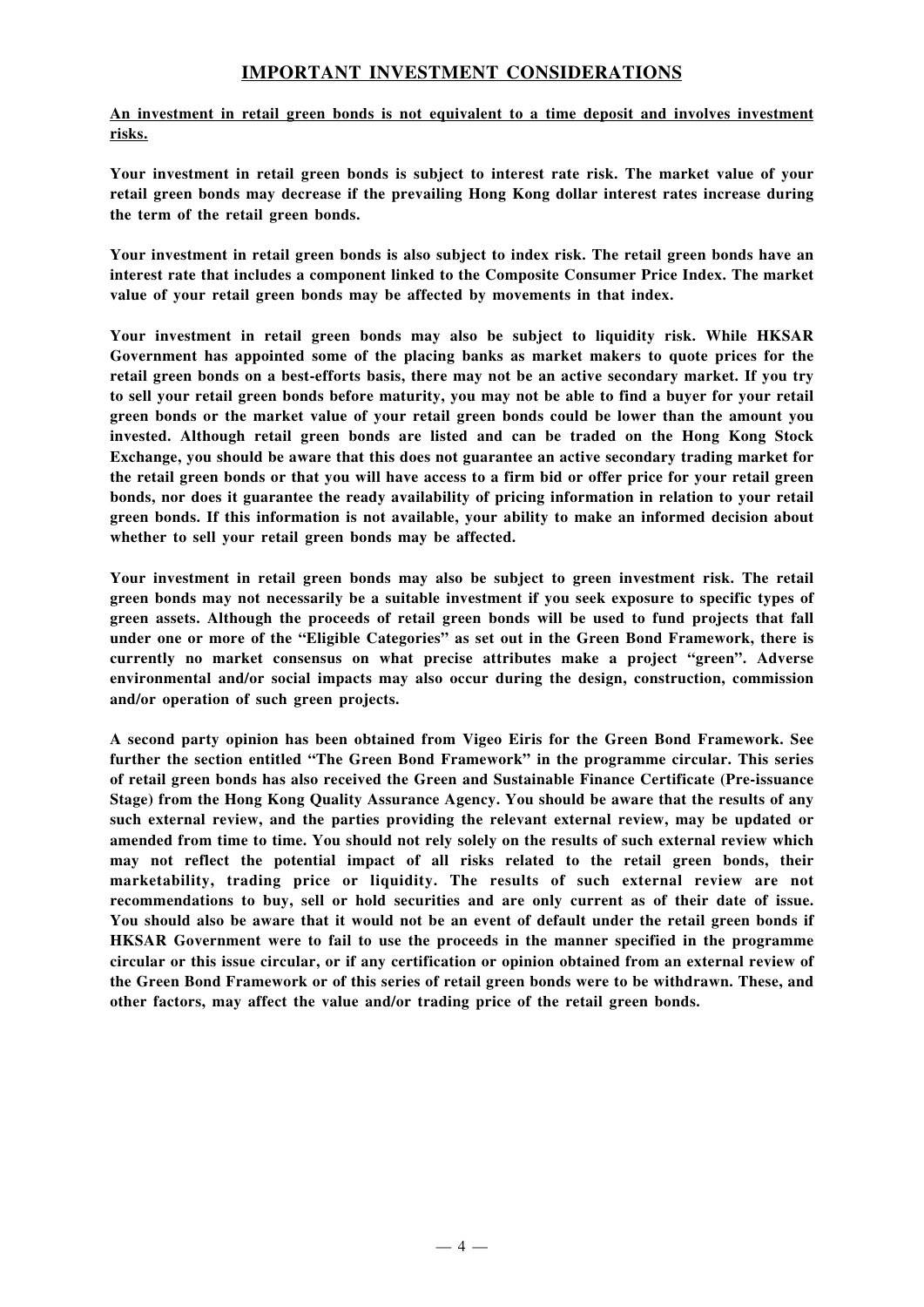## IMPORTANT INVESTMENT CONSIDERATIONS

**An investment in retail green bonds is not equivalent to a time deposit and involves investment risks.**

**Your investment in retail green bonds is subject to interest rate risk. The market value of your retail green bonds may decrease if the prevailing Hong Kong dollar interest rates increase during the term of the retail green bonds.**

**Your investment in retail green bonds is also subject to index risk. The retail green bonds have an interest rate that includes a component linked to the Composite Consumer Price Index. The market value of your retail green bonds may be affected by movements in that index.**

**Your investment in retail green bonds may also be subject to liquidity risk. While HKSAR Government has appointed some of the placing banks as market makers to quote prices for the retail green bonds on a best-efforts basis, there may not be an active secondary market. If you try to sell your retail green bonds before maturity, you may not be able to find a buyer for your retail green bonds or the market value of your retail green bonds could be lower than the amount you invested. Although retail green bonds are listed and can be traded on the Hong Kong Stock Exchange, you should be aware that this does not guarantee an active secondary trading market for the retail green bonds or that you will have access to a firm bid or offer price for your retail green bonds, nor does it guarantee the ready availability of pricing information in relation to your retail green bonds. If this information is not available, your ability to make an informed decision about whether to sell your retail green bonds may be affected.**

**Your investment in retail green bonds may also be subject to green investment risk. The retail green bonds may not necessarily be a suitable investment if you seek exposure to specific types of green assets. Although the proceeds of retail green bonds will be used to fund projects that fall under one or more of the "Eligible Categories" as set out in the Green Bond Framework, there is currently no market consensus on what precise attributes make a project "green". Adverse environmental and/or social impacts may also occur during the design, construction, commission and/or operation of such green projects.**

**A second party opinion has been obtained from Vigeo Eiris for the Green Bond Framework. See further the section entitled "The Green Bond Framework" in the programme circular. This series of retail green bonds has also received the Green and Sustainable Finance Certificate (Pre-issuance Stage) from the Hong Kong Quality Assurance Agency. You should be aware that the results of any such external review, and the parties providing the relevant external review, may be updated or amended from time to time. You should not rely solely on the results of such external review which may not reflect the potential impact of all risks related to the retail green bonds, their marketability, trading price or liquidity. The results of such external review are not recommendations to buy, sell or hold securities and are only current as of their date of issue. You should also be aware that it would not be an event of default under the retail green bonds if HKSAR Government were to fail to use the proceeds in the manner specified in the programme circular or this issue circular, or if any certification or opinion obtained from an external review of the Green Bond Framework or of this series of retail green bonds were to be withdrawn. These, and other factors, may affect the value and/or trading price of the retail green bonds.**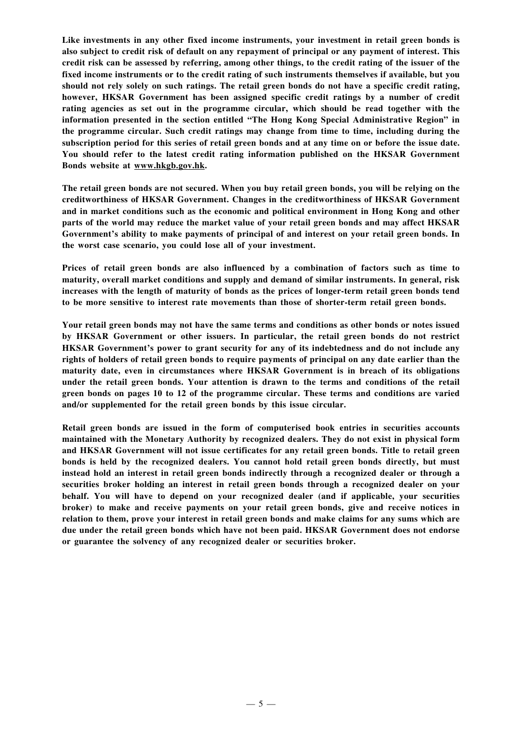**Like investments in any other fixed income instruments, your investment in retail green bonds is also subject to credit risk of default on any repayment of principal or any payment of interest. This credit risk can be assessed by referring, among other things, to the credit rating of the issuer of the fixed income instruments or to the credit rating of such instruments themselves if available, but you should not rely solely on such ratings. The retail green bonds do not have a specific credit rating, however, HKSAR Government has been assigned specific credit ratings by a number of credit rating agencies as set out in the programme circular, which should be read together with the information presented in the section entitled "The Hong Kong Special Administrative Region" in the programme circular. Such credit ratings may change from time to time, including during the subscription period for this series of retail green bonds and at any time on or before the issue date. You should refer to the latest credit rating information published on the HKSAR Government Bonds website at www.hkgb.gov.hk.**

**The retail green bonds are not secured. When you buy retail green bonds, you will be relying on the creditworthiness of HKSAR Government. Changes in the creditworthiness of HKSAR Government and in market conditions such as the economic and political environment in Hong Kong and other parts of the world may reduce the market value of your retail green bonds and may affect HKSAR Government's ability to make payments of principal of and interest on your retail green bonds. In the worst case scenario, you could lose all of your investment.**

**Prices of retail green bonds are also influenced by a combination of factors such as time to maturity, overall market conditions and supply and demand of similar instruments. In general, risk increases with the length of maturity of bonds as the prices of longer-term retail green bonds tend to be more sensitive to interest rate movements than those of shorter-term retail green bonds.**

**Your retail green bonds may not have the same terms and conditions as other bonds or notes issued by HKSAR Government or other issuers. In particular, the retail green bonds do not restrict HKSAR Government's power to grant security for any of its indebtedness and do not include any rights of holders of retail green bonds to require payments of principal on any date earlier than the maturity date, even in circumstances where HKSAR Government is in breach of its obligations under the retail green bonds. Your attention is drawn to the terms and conditions of the retail green bonds on pages 10 to 12 of the programme circular. These terms and conditions are varied and/or supplemented for the retail green bonds by this issue circular.**

**Retail green bonds are issued in the form of computerised book entries in securities accounts maintained with the Monetary Authority by recognized dealers. They do not exist in physical form and HKSAR Government will not issue certificates for any retail green bonds. Title to retail green bonds is held by the recognized dealers. You cannot hold retail green bonds directly, but must instead hold an interest in retail green bonds indirectly through a recognized dealer or through a securities broker holding an interest in retail green bonds through a recognized dealer on your behalf. You will have to depend on your recognized dealer (and if applicable, your securities broker) to make and receive payments on your retail green bonds, give and receive notices in relation to them, prove your interest in retail green bonds and make claims for any sums which are due under the retail green bonds which have not been paid. HKSAR Government does not endorse or guarantee the solvency of any recognized dealer or securities broker.**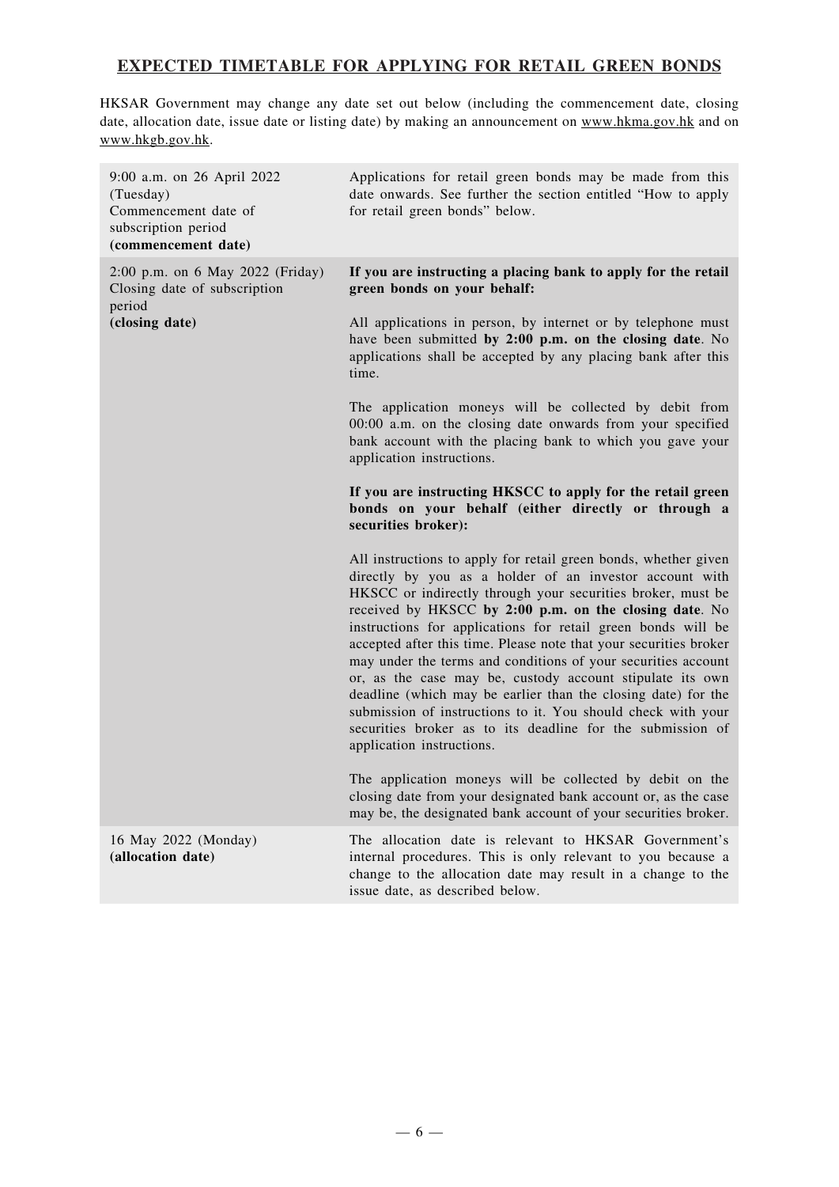## EXPECTED TIMETABLE FOR APPLYING FOR RETAIL GREEN BONDS

HKSAR Government may change any date set out below (including the commencement date, closing date, allocation date, issue date or listing date) by making an announcement on www.hkma.gov.hk and on www.hkgb.gov.hk.

| | |
|---|---|
| 9:00 a.m. on 26 April 2022 (Tuesday)<br>Commencement date of subscription period<br>**(commencement date)** | Applications for retail green bonds may be made from this date onwards. See further the section entitled "How to apply for retail green bonds" below. |
| 2:00 p.m. on 6 May 2022 (Friday)<br>Closing date of subscription period<br>**(closing date)** | **If you are instructing a placing bank to apply for the retail green bonds on your behalf:**<br><br>All applications in person, by internet or by telephone must have been submitted **by 2:00 p.m. on the closing date**. No applications shall be accepted by any placing bank after this time.<br><br>The application moneys will be collected by debit from 00:00 a.m. on the closing date onwards from your specified bank account with the placing bank to which you gave your application instructions.<br><br>**If you are instructing HKSCC to apply for the retail green bonds on your behalf (either directly or through a securities broker):**<br><br>All instructions to apply for retail green bonds, whether given directly by you as a holder of an investor account with HKSCC or indirectly through your securities broker, must be received by HKSCC **by 2:00 p.m. on the closing date**. No instructions for applications for retail green bonds will be accepted after this time. Please note that your securities broker may under the terms and conditions of your securities account or, as the case may be, custody account stipulate its own deadline (which may be earlier than the closing date) for the submission of instructions to it. You should check with your securities broker as to its deadline for the submission of application instructions.<br><br>The application moneys will be collected by debit on the closing date from your designated bank account or, as the case may be, the designated bank account of your securities broker. |
| 16 May 2022 (Monday)<br>**(allocation date)** | The allocation date is relevant to HKSAR Government's internal procedures. This is only relevant to you because a change to the allocation date may result in a change to the issue date, as described below. |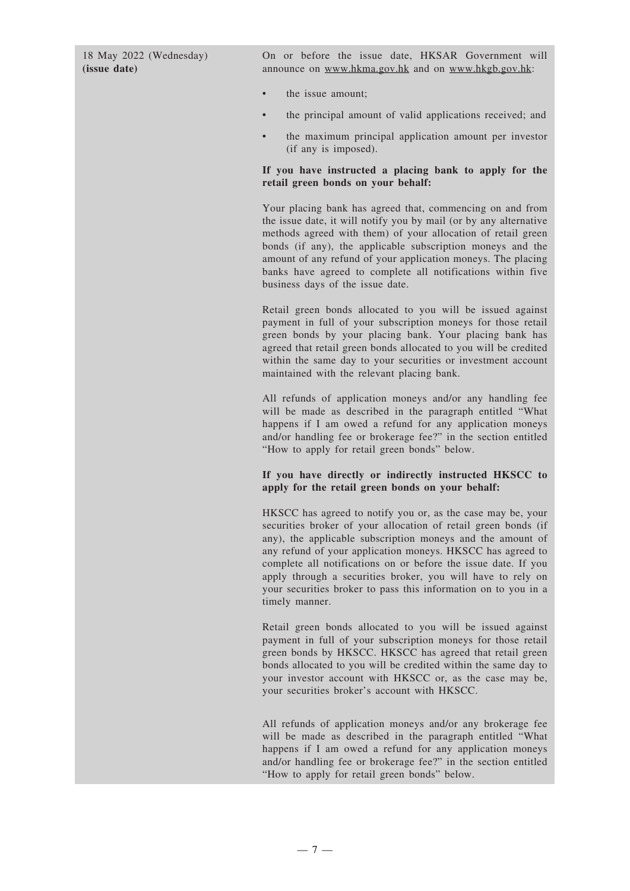| | |
|---|---|
| 18 May 2022 (Wednesday) **(issue date)** | On or before the issue date, HKSAR Government will announce on www.hkma.gov.hk and on www.hkgb.gov.hk:<br><br>• the issue amount;<br>• the principal amount of valid applications received; and<br>• the maximum principal application amount per investor (if any is imposed).<br><br>**If you have instructed a placing bank to apply for the retail green bonds on your behalf:**<br><br>Your placing bank has agreed that, commencing on and from the issue date, it will notify you by mail (or by any alternative methods agreed with them) of your allocation of retail green bonds (if any), the applicable subscription moneys and the amount of any refund of your application moneys. The placing banks have agreed to complete all notifications within five business days of the issue date.<br><br>Retail green bonds allocated to you will be issued against payment in full of your subscription moneys for those retail green bonds by your placing bank. Your placing bank has agreed that retail green bonds allocated to you will be credited within the same day to your securities or investment account maintained with the relevant placing bank.<br><br>All refunds of application moneys and/or any handling fee will be made as described in the paragraph entitled "What happens if I am owed a refund for any application moneys and/or handling fee or brokerage fee?" in the section entitled "How to apply for retail green bonds" below.<br><br>**If you have directly or indirectly instructed HKSCC to apply for the retail green bonds on your behalf:**<br><br>HKSCC has agreed to notify you or, as the case may be, your securities broker of your allocation of retail green bonds (if any), the applicable subscription moneys and the amount of any refund of your application moneys. HKSCC has agreed to complete all notifications on or before the issue date. If you apply through a securities broker, you will have to rely on your securities broker to pass this information on to you in a timely manner.<br><br>Retail green bonds allocated to you will be issued against payment in full of your subscription moneys for those retail green bonds by HKSCC. HKSCC has agreed that retail green bonds allocated to you will be credited within the same day to your investor account with HKSCC or, as the case may be, your securities broker's account with HKSCC.<br><br>All refunds of application moneys and/or any brokerage fee will be made as described in the paragraph entitled "What happens if I am owed a refund for any application moneys and/or handling fee or brokerage fee?" in the section entitled "How to apply for retail green bonds" below. |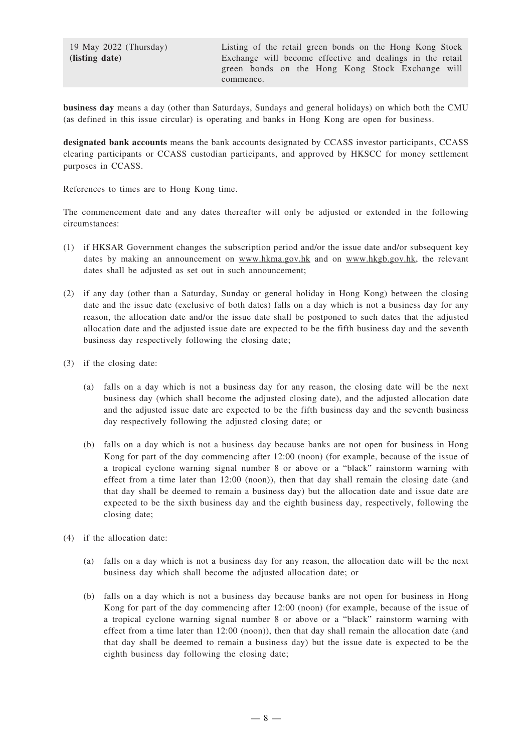| | |
|---|---|
| 19 May 2022 (Thursday) **(listing date)** | Listing of the retail green bonds on the Hong Kong Stock Exchange will become effective and dealings in the retail green bonds on the Hong Kong Stock Exchange will commence. |

**business day** means a day (other than Saturdays, Sundays and general holidays) on which both the CMU (as defined in this issue circular) is operating and banks in Hong Kong are open for business.

**designated bank accounts** means the bank accounts designated by CCASS investor participants, CCASS clearing participants or CCASS custodian participants, and approved by HKSCC for money settlement purposes in CCASS.

References to times are to Hong Kong time.

The commencement date and any dates thereafter will only be adjusted or extended in the following circumstances:

(1) if HKSAR Government changes the subscription period and/or the issue date and/or subsequent key dates by making an announcement on www.hkma.gov.hk and on www.hkgb.gov.hk, the relevant dates shall be adjusted as set out in such announcement;

(2) if any day (other than a Saturday, Sunday or general holiday in Hong Kong) between the closing date and the issue date (exclusive of both dates) falls on a day which is not a business day for any reason, the allocation date and/or the issue date shall be postponed to such dates that the adjusted allocation date and the adjusted issue date are expected to be the fifth business day and the seventh business day respectively following the closing date;

(3) if the closing date:

   (a) falls on a day which is not a business day for any reason, the closing date will be the next business day (which shall become the adjusted closing date), and the adjusted allocation date and the adjusted issue date are expected to be the fifth business day and the seventh business day respectively following the adjusted closing date; or

   (b) falls on a day which is not a business day because banks are not open for business in Hong Kong for part of the day commencing after 12:00 (noon) (for example, because of the issue of a tropical cyclone warning signal number 8 or above or a "black" rainstorm warning with effect from a time later than 12:00 (noon)), then that day shall remain the closing date (and that day shall be deemed to remain a business day) but the allocation date and issue date are expected to be the sixth business day and the eighth business day, respectively, following the closing date;

(4) if the allocation date:

   (a) falls on a day which is not a business day for any reason, the allocation date will be the next business day which shall become the adjusted allocation date; or

   (b) falls on a day which is not a business day because banks are not open for business in Hong Kong for part of the day commencing after 12:00 (noon) (for example, because of the issue of a tropical cyclone warning signal number 8 or above or a "black" rainstorm warning with effect from a time later than 12:00 (noon)), then that day shall remain the allocation date (and that day shall be deemed to remain a business day) but the issue date is expected to be the eighth business day following the closing date;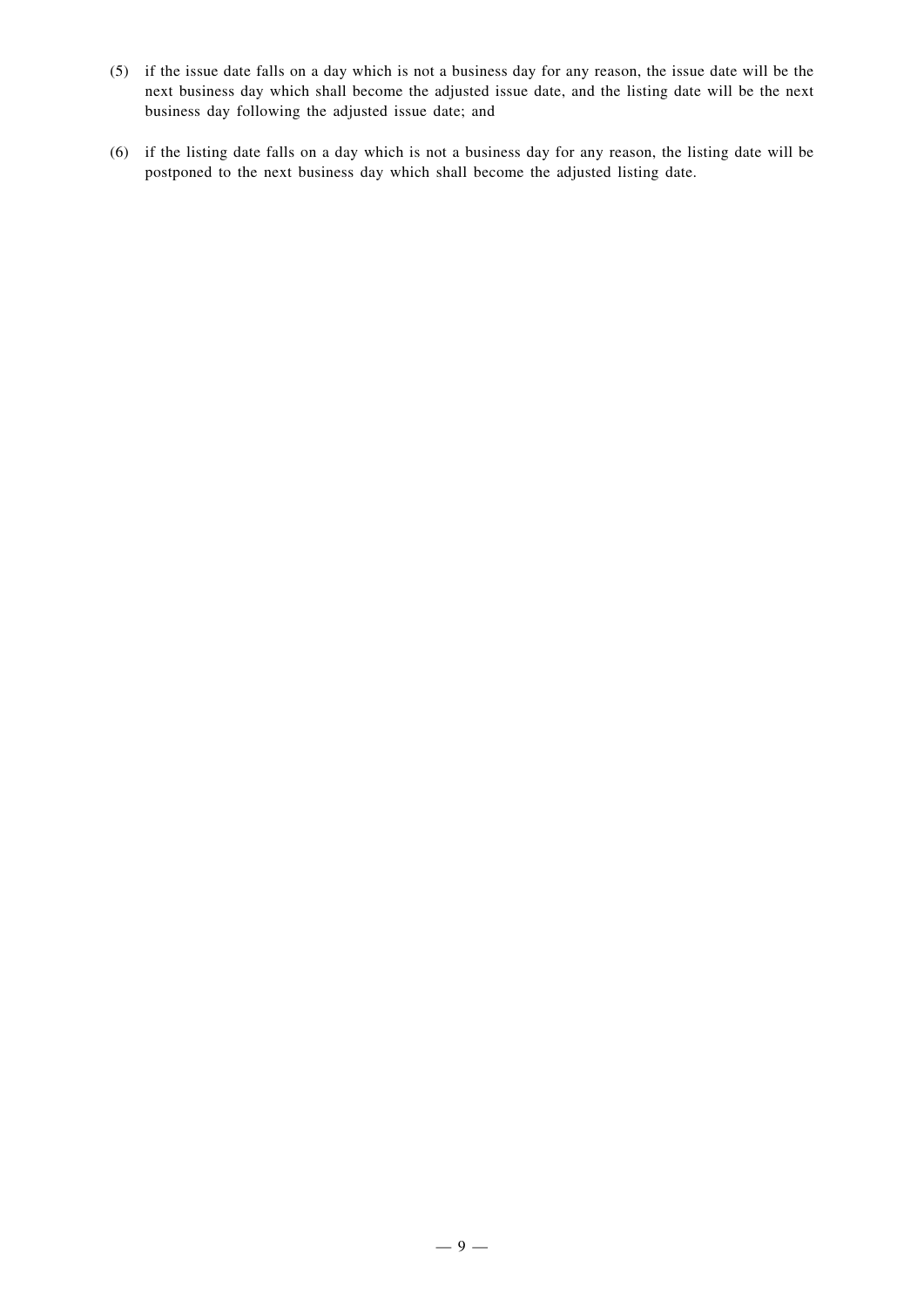(5) if the issue date falls on a day which is not a business day for any reason, the issue date will be the next business day which shall become the adjusted issue date, and the listing date will be the next business day following the adjusted issue date; and

(6) if the listing date falls on a day which is not a business day for any reason, the listing date will be postponed to the next business day which shall become the adjusted listing date.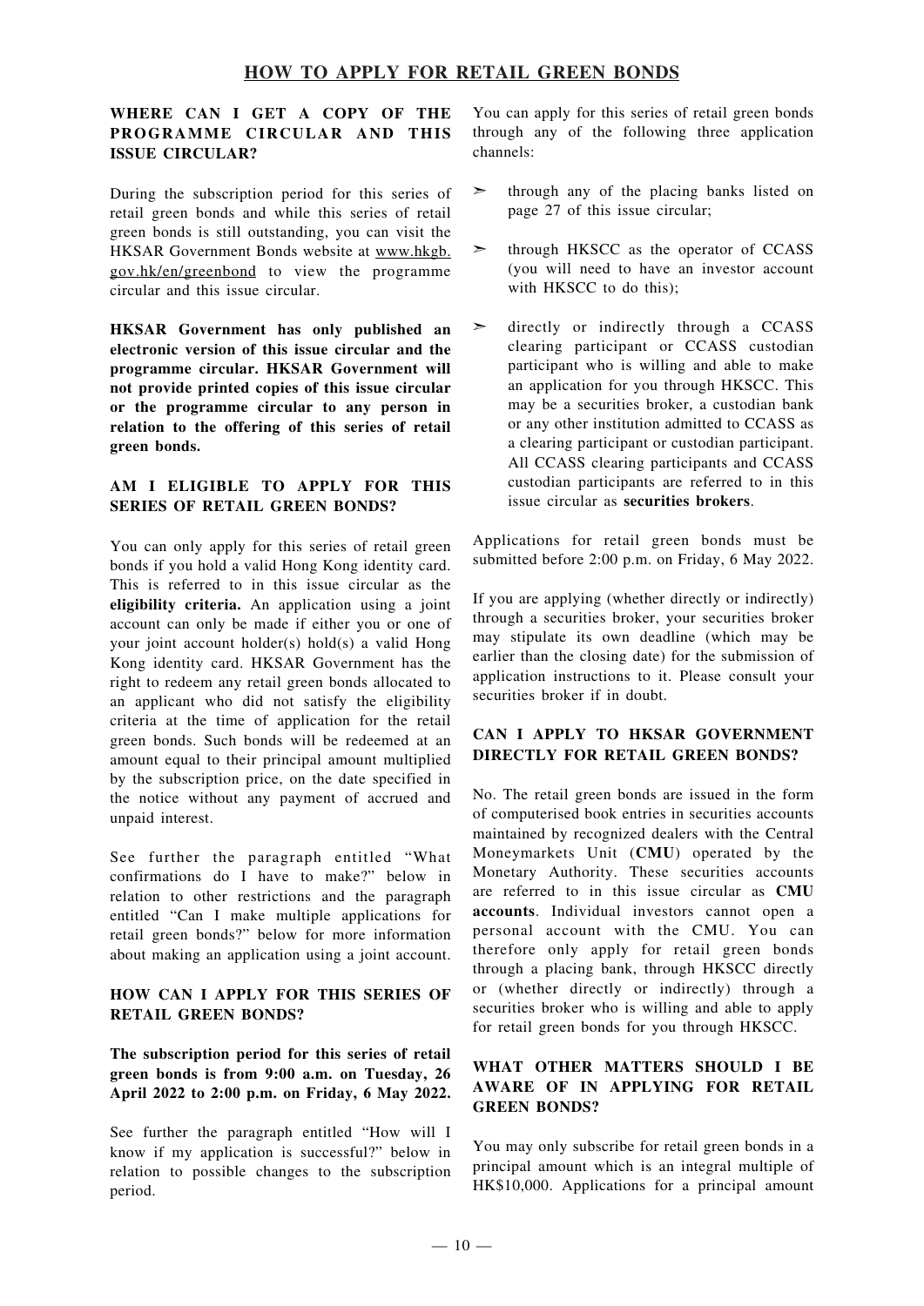# HOW TO APPLY FOR RETAIL GREEN BONDS

### WHERE CAN I GET A COPY OF THE PROGRAMME CIRCULAR AND THIS ISSUE CIRCULAR?

During the subscription period for this series of retail green bonds and while this series of retail green bonds is still outstanding, you can visit the HKSAR Government Bonds website at www.hkgb.gov.hk/en/greenbond to view the programme circular and this issue circular.

**HKSAR Government has only published an electronic version of this issue circular and the programme circular. HKSAR Government will not provide printed copies of this issue circular or the programme circular to any person in relation to the offering of this series of retail green bonds.**

### AM I ELIGIBLE TO APPLY FOR THIS SERIES OF RETAIL GREEN BONDS?

You can only apply for this series of retail green bonds if you hold a valid Hong Kong identity card. This is referred to in this issue circular as the **eligibility criteria.** An application using a joint account can only be made if either you or one of your joint account holder(s) hold(s) a valid Hong Kong identity card. HKSAR Government has the right to redeem any retail green bonds allocated to an applicant who did not satisfy the eligibility criteria at the time of application for the retail green bonds. Such bonds will be redeemed at an amount equal to their principal amount multiplied by the subscription price, on the date specified in the notice without any payment of accrued and unpaid interest.

See further the paragraph entitled "What confirmations do I have to make?" below in relation to other restrictions and the paragraph entitled "Can I make multiple applications for retail green bonds?" below for more information about making an application using a joint account.

### HOW CAN I APPLY FOR THIS SERIES OF RETAIL GREEN BONDS?

**The subscription period for this series of retail green bonds is from 9:00 a.m. on Tuesday, 26 April 2022 to 2:00 p.m. on Friday, 6 May 2022.**

See further the paragraph entitled "How will I know if my application is successful?" below in relation to possible changes to the subscription period.

You can apply for this series of retail green bonds through any of the following three application channels:

- through any of the placing banks listed on page 27 of this issue circular;
- through HKSCC as the operator of CCASS (you will need to have an investor account with HKSCC to do this);
- directly or indirectly through a CCASS clearing participant or CCASS custodian participant who is willing and able to make an application for you through HKSCC. This may be a securities broker, a custodian bank or any other institution admitted to CCASS as a clearing participant or custodian participant. All CCASS clearing participants and CCASS custodian participants are referred to in this issue circular as **securities brokers**.

Applications for retail green bonds must be submitted before 2:00 p.m. on Friday, 6 May 2022.

If you are applying (whether directly or indirectly) through a securities broker, your securities broker may stipulate its own deadline (which may be earlier than the closing date) for the submission of application instructions to it. Please consult your securities broker if in doubt.

### CAN I APPLY TO HKSAR GOVERNMENT DIRECTLY FOR RETAIL GREEN BONDS?

No. The retail green bonds are issued in the form of computerised book entries in securities accounts maintained by recognized dealers with the Central Moneymarkets Unit (**CMU**) operated by the Monetary Authority. These securities accounts are referred to in this issue circular as **CMU accounts**. Individual investors cannot open a personal account with the CMU. You can therefore only apply for retail green bonds through a placing bank, through HKSCC directly or (whether directly or indirectly) through a securities broker who is willing and able to apply for retail green bonds for you through HKSCC.

### WHAT OTHER MATTERS SHOULD I BE AWARE OF IN APPLYING FOR RETAIL GREEN BONDS?

You may only subscribe for retail green bonds in a principal amount which is an integral multiple of HK$10,000. Applications for a principal amount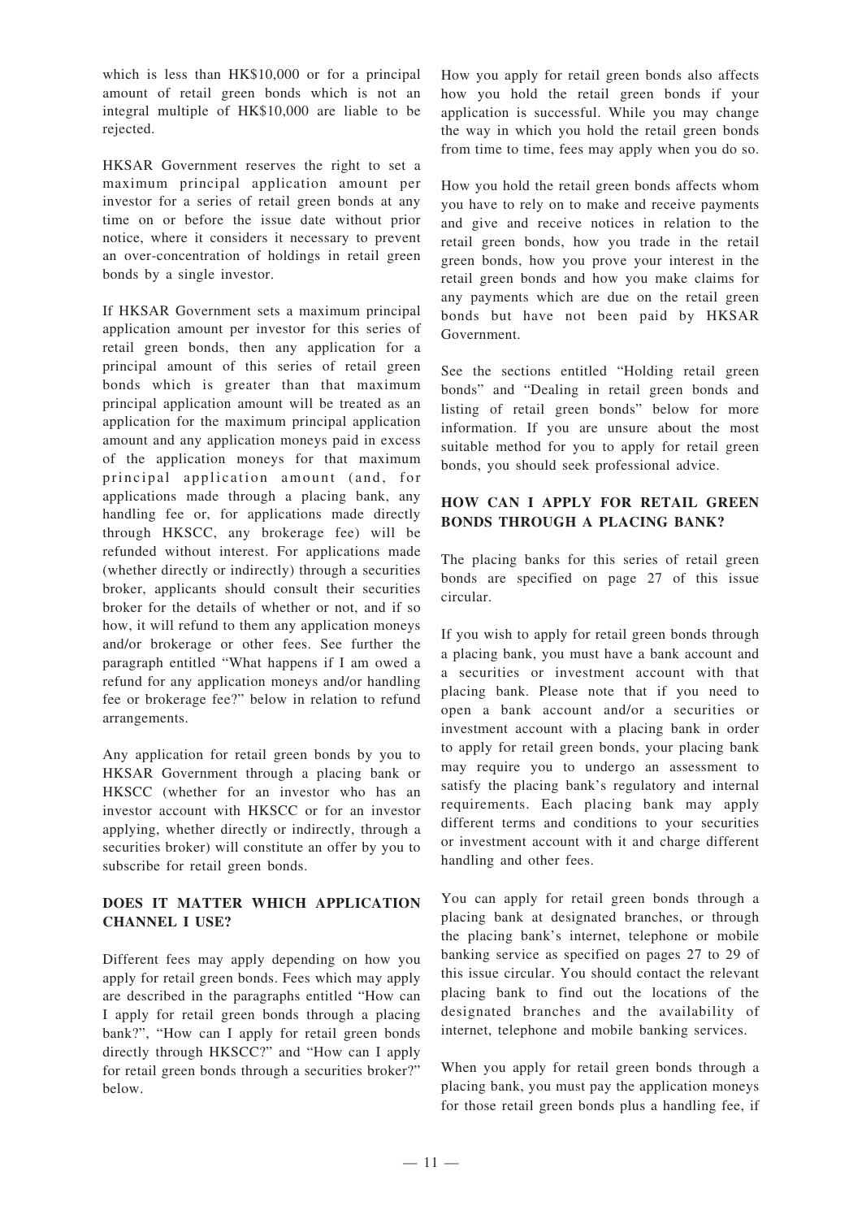which is less than HK$10,000 or for a principal amount of retail green bonds which is not an integral multiple of HK$10,000 are liable to be rejected.

HKSAR Government reserves the right to set a maximum principal application amount per investor for a series of retail green bonds at any time on or before the issue date without prior notice, where it considers it necessary to prevent an over-concentration of holdings in retail green bonds by a single investor.

If HKSAR Government sets a maximum principal application amount per investor for this series of retail green bonds, then any application for a principal amount of this series of retail green bonds which is greater than that maximum principal application amount will be treated as an application for the maximum principal application amount and any application moneys paid in excess of the application moneys for that maximum principal application amount (and, for applications made through a placing bank, any handling fee or, for applications made directly through HKSCC, any brokerage fee) will be refunded without interest. For applications made (whether directly or indirectly) through a securities broker, applicants should consult their securities broker for the details of whether or not, and if so how, it will refund to them any application moneys and/or brokerage or other fees. See further the paragraph entitled "What happens if I am owed a refund for any application moneys and/or handling fee or brokerage fee?" below in relation to refund arrangements.

Any application for retail green bonds by you to HKSAR Government through a placing bank or HKSCC (whether for an investor who has an investor account with HKSCC or for an investor applying, whether directly or indirectly, through a securities broker) will constitute an offer by you to subscribe for retail green bonds.

## DOES IT MATTER WHICH APPLICATION CHANNEL I USE?

Different fees may apply depending on how you apply for retail green bonds. Fees which may apply are described in the paragraphs entitled "How can I apply for retail green bonds through a placing bank?", "How can I apply for retail green bonds directly through HKSCC?" and "How can I apply for retail green bonds through a securities broker?" below.

How you apply for retail green bonds also affects how you hold the retail green bonds if your application is successful. While you may change the way in which you hold the retail green bonds from time to time, fees may apply when you do so.

How you hold the retail green bonds affects whom you have to rely on to make and receive payments and give and receive notices in relation to the retail green bonds, how you trade in the retail green bonds, how you prove your interest in the retail green bonds and how you make claims for any payments which are due on the retail green bonds but have not been paid by HKSAR Government.

See the sections entitled "Holding retail green bonds" and "Dealing in retail green bonds and listing of retail green bonds" below for more information. If you are unsure about the most suitable method for you to apply for retail green bonds, you should seek professional advice.

## HOW CAN I APPLY FOR RETAIL GREEN BONDS THROUGH A PLACING BANK?

The placing banks for this series of retail green bonds are specified on page 27 of this issue circular.

If you wish to apply for retail green bonds through a placing bank, you must have a bank account and a securities or investment account with that placing bank. Please note that if you need to open a bank account and/or a securities or investment account with a placing bank in order to apply for retail green bonds, your placing bank may require you to undergo an assessment to satisfy the placing bank's regulatory and internal requirements. Each placing bank may apply different terms and conditions to your securities or investment account with it and charge different handling and other fees.

You can apply for retail green bonds through a placing bank at designated branches, or through the placing bank's internet, telephone or mobile banking service as specified on pages 27 to 29 of this issue circular. You should contact the relevant placing bank to find out the locations of the designated branches and the availability of internet, telephone and mobile banking services.

When you apply for retail green bonds through a placing bank, you must pay the application moneys for those retail green bonds plus a handling fee, if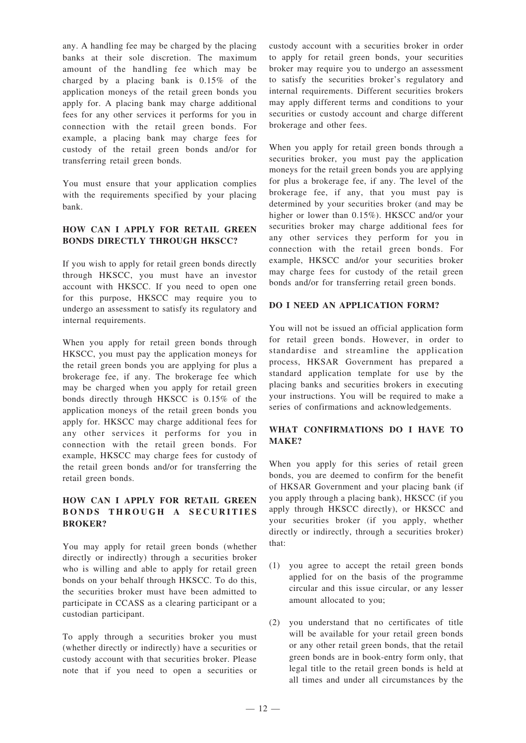any. A handling fee may be charged by the placing banks at their sole discretion. The maximum amount of the handling fee which may be charged by a placing bank is 0.15% of the application moneys of the retail green bonds you apply for. A placing bank may charge additional fees for any other services it performs for you in connection with the retail green bonds. For example, a placing bank may charge fees for custody of the retail green bonds and/or for transferring retail green bonds.

You must ensure that your application complies with the requirements specified by your placing bank.

### HOW CAN I APPLY FOR RETAIL GREEN BONDS DIRECTLY THROUGH HKSCC?

If you wish to apply for retail green bonds directly through HKSCC, you must have an investor account with HKSCC. If you need to open one for this purpose, HKSCC may require you to undergo an assessment to satisfy its regulatory and internal requirements.

When you apply for retail green bonds through HKSCC, you must pay the application moneys for the retail green bonds you are applying for plus a brokerage fee, if any. The brokerage fee which may be charged when you apply for retail green bonds directly through HKSCC is 0.15% of the application moneys of the retail green bonds you apply for. HKSCC may charge additional fees for any other services it performs for you in connection with the retail green bonds. For example, HKSCC may charge fees for custody of the retail green bonds and/or for transferring the retail green bonds.

### HOW CAN I APPLY FOR RETAIL GREEN BONDS THROUGH A SECURITIES BROKER?

You may apply for retail green bonds (whether directly or indirectly) through a securities broker who is willing and able to apply for retail green bonds on your behalf through HKSCC. To do this, the securities broker must have been admitted to participate in CCASS as a clearing participant or a custodian participant.

To apply through a securities broker you must (whether directly or indirectly) have a securities or custody account with that securities broker. Please note that if you need to open a securities or custody account with a securities broker in order to apply for retail green bonds, your securities broker may require you to undergo an assessment to satisfy the securities broker's regulatory and internal requirements. Different securities brokers may apply different terms and conditions to your securities or custody account and charge different brokerage and other fees.

When you apply for retail green bonds through a securities broker, you must pay the application moneys for the retail green bonds you are applying for plus a brokerage fee, if any. The level of the brokerage fee, if any, that you must pay is determined by your securities broker (and may be higher or lower than 0.15%). HKSCC and/or your securities broker may charge additional fees for any other services they perform for you in connection with the retail green bonds. For example, HKSCC and/or your securities broker may charge fees for custody of the retail green bonds and/or for transferring retail green bonds.

### DO I NEED AN APPLICATION FORM?

You will not be issued an official application form for retail green bonds. However, in order to standardise and streamline the application process, HKSAR Government has prepared a standard application template for use by the placing banks and securities brokers in executing your instructions. You will be required to make a series of confirmations and acknowledgements.

### WHAT CONFIRMATIONS DO I HAVE TO MAKE?

When you apply for this series of retail green bonds, you are deemed to confirm for the benefit of HKSAR Government and your placing bank (if you apply through a placing bank), HKSCC (if you apply through HKSCC directly), or HKSCC and your securities broker (if you apply, whether directly or indirectly, through a securities broker) that:

(1) you agree to accept the retail green bonds applied for on the basis of the programme circular and this issue circular, or any lesser amount allocated to you;

(2) you understand that no certificates of title will be available for your retail green bonds or any other retail green bonds, that the retail green bonds are in book-entry form only, that legal title to the retail green bonds is held at all times and under all circumstances by the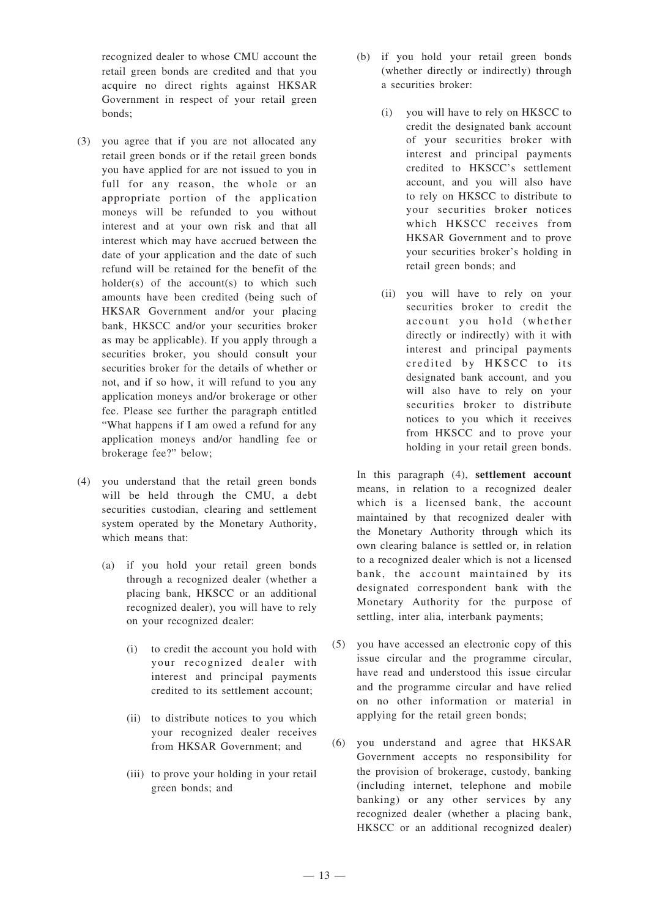recognized dealer to whose CMU account the retail green bonds are credited and that you acquire no direct rights against HKSAR Government in respect of your retail green bonds;

(3) you agree that if you are not allocated any retail green bonds or if the retail green bonds you have applied for are not issued to you in full for any reason, the whole or an appropriate portion of the application moneys will be refunded to you without interest and at your own risk and that all interest which may have accrued between the date of your application and the date of such refund will be retained for the benefit of the holder(s) of the account(s) to which such amounts have been credited (being such of HKSAR Government and/or your placing bank, HKSCC and/or your securities broker as may be applicable). If you apply through a securities broker, you should consult your securities broker for the details of whether or not, and if so how, it will refund to you any application moneys and/or brokerage or other fee. Please see further the paragraph entitled "What happens if I am owed a refund for any application moneys and/or handling fee or brokerage fee?" below;

(4) you understand that the retail green bonds will be held through the CMU, a debt securities custodian, clearing and settlement system operated by the Monetary Authority, which means that:

   (a) if you hold your retail green bonds through a recognized dealer (whether a placing bank, HKSCC or an additional recognized dealer), you will have to rely on your recognized dealer:

      (i) to credit the account you hold with your recognized dealer with interest and principal payments credited to its settlement account;

      (ii) to distribute notices to you which your recognized dealer receives from HKSAR Government; and

      (iii) to prove your holding in your retail green bonds; and

   (b) if you hold your retail green bonds (whether directly or indirectly) through a securities broker:

      (i) you will have to rely on HKSCC to credit the designated bank account of your securities broker with interest and principal payments credited to HKSCC's settlement account, and you will also have to rely on HKSCC to distribute to your securities broker notices which HKSCC receives from HKSAR Government and to prove your securities broker's holding in retail green bonds; and

      (ii) you will have to rely on your securities broker to credit the account you hold (whether directly or indirectly) with it with interest and principal payments credited by HKSCC to its designated bank account, and you will also have to rely on your securities broker to distribute notices to you which it receives from HKSCC and to prove your holding in your retail green bonds.

   In this paragraph (4), **settlement account** means, in relation to a recognized dealer which is a licensed bank, the account maintained by that recognized dealer with the Monetary Authority through which its own clearing balance is settled or, in relation to a recognized dealer which is not a licensed bank, the account maintained by its designated correspondent bank with the Monetary Authority for the purpose of settling, inter alia, interbank payments;

(5) you have accessed an electronic copy of this issue circular and the programme circular, have read and understood this issue circular and the programme circular and have relied on no other information or material in applying for the retail green bonds;

(6) you understand and agree that HKSAR Government accepts no responsibility for the provision of brokerage, custody, banking (including internet, telephone and mobile banking) or any other services by any recognized dealer (whether a placing bank, HKSCC or an additional recognized dealer)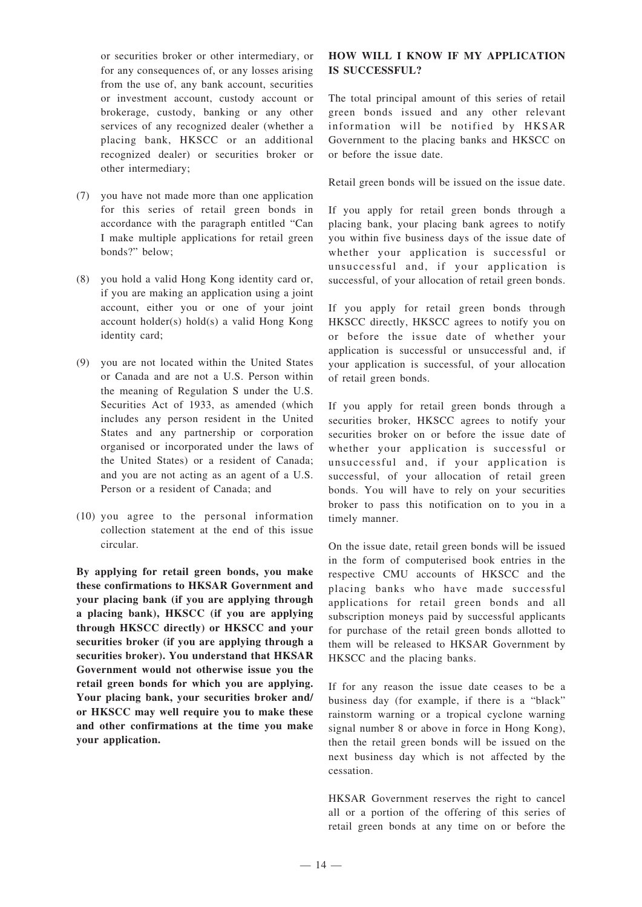or securities broker or other intermediary, or for any consequences of, or any losses arising from the use of, any bank account, securities or investment account, custody account or brokerage, custody, banking or any other services of any recognized dealer (whether a placing bank, HKSCC or an additional recognized dealer) or securities broker or other intermediary;

(7) you have not made more than one application for this series of retail green bonds in accordance with the paragraph entitled "Can I make multiple applications for retail green bonds?" below;

(8) you hold a valid Hong Kong identity card or, if you are making an application using a joint account, either you or one of your joint account holder(s) hold(s) a valid Hong Kong identity card;

(9) you are not located within the United States or Canada and are not a U.S. Person within the meaning of Regulation S under the U.S. Securities Act of 1933, as amended (which includes any person resident in the United States and any partnership or corporation organised or incorporated under the laws of the United States) or a resident of Canada; and you are not acting as an agent of a U.S. Person or a resident of Canada; and

(10) you agree to the personal information collection statement at the end of this issue circular.

**By applying for retail green bonds, you make these confirmations to HKSAR Government and your placing bank (if you are applying through a placing bank), HKSCC (if you are applying through HKSCC directly) or HKSCC and your securities broker (if you are applying through a securities broker). You understand that HKSAR Government would not otherwise issue you the retail green bonds for which you are applying. Your placing bank, your securities broker and/ or HKSCC may well require you to make these and other confirmations at the time you make your application.**

**HOW WILL I KNOW IF MY APPLICATION IS SUCCESSFUL?**

The total principal amount of this series of retail green bonds issued and any other relevant information will be notified by HKSAR Government to the placing banks and HKSCC on or before the issue date.

Retail green bonds will be issued on the issue date.

If you apply for retail green bonds through a placing bank, your placing bank agrees to notify you within five business days of the issue date of whether your application is successful or unsuccessful and, if your application is successful, of your allocation of retail green bonds.

If you apply for retail green bonds through HKSCC directly, HKSCC agrees to notify you on or before the issue date of whether your application is successful or unsuccessful and, if your application is successful, of your allocation of retail green bonds.

If you apply for retail green bonds through a securities broker, HKSCC agrees to notify your securities broker on or before the issue date of whether your application is successful or unsuccessful and, if your application is successful, of your allocation of retail green bonds. You will have to rely on your securities broker to pass this notification on to you in a timely manner.

On the issue date, retail green bonds will be issued in the form of computerised book entries in the respective CMU accounts of HKSCC and the placing banks who have made successful applications for retail green bonds and all subscription moneys paid by successful applicants for purchase of the retail green bonds allotted to them will be released to HKSAR Government by HKSCC and the placing banks.

If for any reason the issue date ceases to be a business day (for example, if there is a "black" rainstorm warning or a tropical cyclone warning signal number 8 or above in force in Hong Kong), then the retail green bonds will be issued on the next business day which is not affected by the cessation.

HKSAR Government reserves the right to cancel all or a portion of the offering of this series of retail green bonds at any time on or before the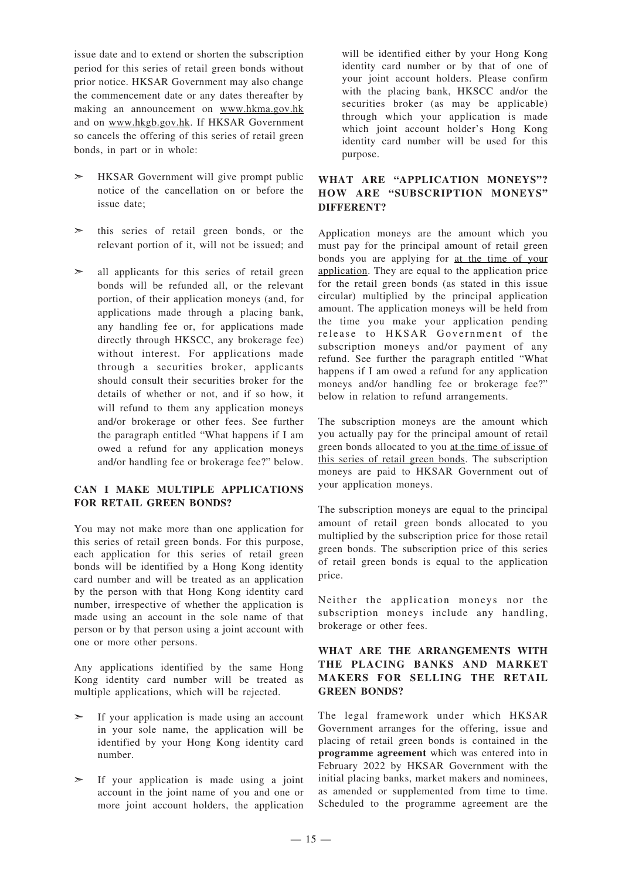issue date and to extend or shorten the subscription period for this series of retail green bonds without prior notice. HKSAR Government may also change the commencement date or any dates thereafter by making an announcement on www.hkma.gov.hk and on www.hkgb.gov.hk. If HKSAR Government so cancels the offering of this series of retail green bonds, in part or in whole:

- HKSAR Government will give prompt public notice of the cancellation on or before the issue date;
- this series of retail green bonds, or the relevant portion of it, will not be issued; and
- all applicants for this series of retail green bonds will be refunded all, or the relevant portion, of their application moneys (and, for applications made through a placing bank, any handling fee or, for applications made directly through HKSCC, any brokerage fee) without interest. For applications made through a securities broker, applicants should consult their securities broker for the details of whether or not, and if so how, it will refund to them any application moneys and/or brokerage or other fees. See further the paragraph entitled "What happens if I am owed a refund for any application moneys and/or handling fee or brokerage fee?" below.

### CAN I MAKE MULTIPLE APPLICATIONS FOR RETAIL GREEN BONDS?

You may not make more than one application for this series of retail green bonds. For this purpose, each application for this series of retail green bonds will be identified by a Hong Kong identity card number and will be treated as an application by the person with that Hong Kong identity card number, irrespective of whether the application is made using an account in the sole name of that person or by that person using a joint account with one or more other persons.

Any applications identified by the same Hong Kong identity card number will be treated as multiple applications, which will be rejected.

- If your application is made using an account in your sole name, the application will be identified by your Hong Kong identity card number.
- If your application is made using a joint account in the joint name of you and one or more joint account holders, the application will be identified either by your Hong Kong identity card number or by that of one of your joint account holders. Please confirm with the placing bank, HKSCC and/or the securities broker (as may be applicable) through which your application is made which joint account holder's Hong Kong identity card number will be used for this purpose.

### WHAT ARE "APPLICATION MONEYS"? HOW ARE "SUBSCRIPTION MONEYS" DIFFERENT?

Application moneys are the amount which you must pay for the principal amount of retail green bonds you are applying for at the time of your application. They are equal to the application price for the retail green bonds (as stated in this issue circular) multiplied by the principal application amount. The application moneys will be held from the time you make your application pending release to HKSAR Government of the subscription moneys and/or payment of any refund. See further the paragraph entitled "What happens if I am owed a refund for any application moneys and/or handling fee or brokerage fee?" below in relation to refund arrangements.

The subscription moneys are the amount which you actually pay for the principal amount of retail green bonds allocated to you at the time of issue of this series of retail green bonds. The subscription moneys are paid to HKSAR Government out of your application moneys.

The subscription moneys are equal to the principal amount of retail green bonds allocated to you multiplied by the subscription price for those retail green bonds. The subscription price of this series of retail green bonds is equal to the application price.

Neither the application moneys nor the subscription moneys include any handling, brokerage or other fees.

### WHAT ARE THE ARRANGEMENTS WITH THE PLACING BANKS AND MARKET MAKERS FOR SELLING THE RETAIL GREEN BONDS?

The legal framework under which HKSAR Government arranges for the offering, issue and placing of retail green bonds is contained in the **programme agreement** which was entered into in February 2022 by HKSAR Government with the initial placing banks, market makers and nominees, as amended or supplemented from time to time. Scheduled to the programme agreement are the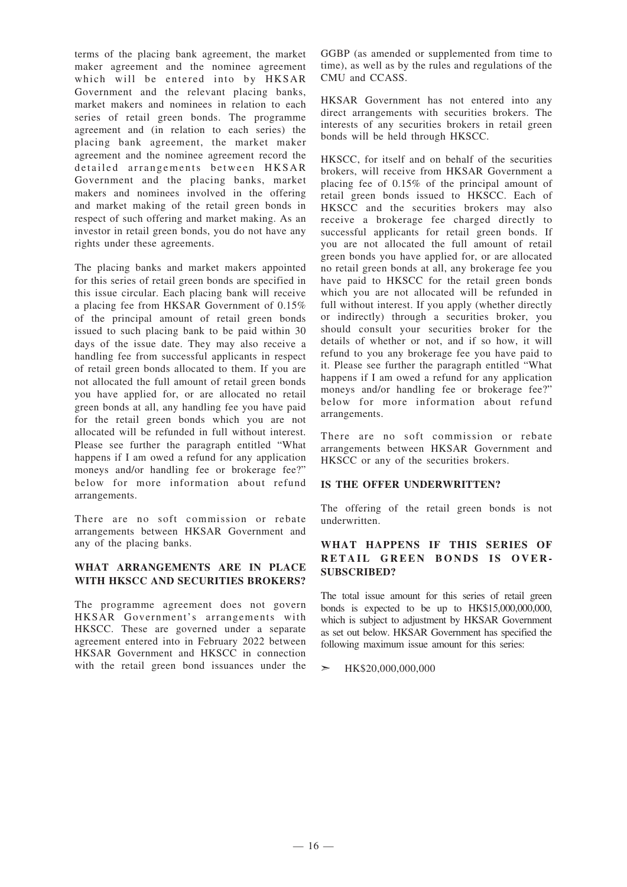terms of the placing bank agreement, the market maker agreement and the nominee agreement which will be entered into by HKSAR Government and the relevant placing banks, market makers and nominees in relation to each series of retail green bonds. The programme agreement and (in relation to each series) the placing bank agreement, the market maker agreement and the nominee agreement record the detailed arrangements between HKSAR Government and the placing banks, market makers and nominees involved in the offering and market making of the retail green bonds in respect of such offering and market making. As an investor in retail green bonds, you do not have any rights under these agreements.

The placing banks and market makers appointed for this series of retail green bonds are specified in this issue circular. Each placing bank will receive a placing fee from HKSAR Government of 0.15% of the principal amount of retail green bonds issued to such placing bank to be paid within 30 days of the issue date. They may also receive a handling fee from successful applicants in respect of retail green bonds allocated to them. If you are not allocated the full amount of retail green bonds you have applied for, or are allocated no retail green bonds at all, any handling fee you have paid for the retail green bonds which you are not allocated will be refunded in full without interest. Please see further the paragraph entitled "What happens if I am owed a refund for any application moneys and/or handling fee or brokerage fee?" below for more information about refund arrangements.

There are no soft commission or rebate arrangements between HKSAR Government and any of the placing banks.

### WHAT ARRANGEMENTS ARE IN PLACE WITH HKSCC AND SECURITIES BROKERS?

The programme agreement does not govern HKSAR Government's arrangements with HKSCC. These are governed under a separate agreement entered into in February 2022 between HKSAR Government and HKSCC in connection with the retail green bond issuances under the GGBP (as amended or supplemented from time to time), as well as by the rules and regulations of the CMU and CCASS.

HKSAR Government has not entered into any direct arrangements with securities brokers. The interests of any securities brokers in retail green bonds will be held through HKSCC.

HKSCC, for itself and on behalf of the securities brokers, will receive from HKSAR Government a placing fee of 0.15% of the principal amount of retail green bonds issued to HKSCC. Each of HKSCC and the securities brokers may also receive a brokerage fee charged directly to successful applicants for retail green bonds. If you are not allocated the full amount of retail green bonds you have applied for, or are allocated no retail green bonds at all, any brokerage fee you have paid to HKSCC for the retail green bonds which you are not allocated will be refunded in full without interest. If you apply (whether directly or indirectly) through a securities broker, you should consult your securities broker for the details of whether or not, and if so how, it will refund to you any brokerage fee you have paid to it. Please see further the paragraph entitled "What happens if I am owed a refund for any application moneys and/or handling fee or brokerage fee?" below for more information about refund arrangements.

There are no soft commission or rebate arrangements between HKSAR Government and HKSCC or any of the securities brokers.

### IS THE OFFER UNDERWRITTEN?

The offering of the retail green bonds is not underwritten.

### WHAT HAPPENS IF THIS SERIES OF RETAIL GREEN BONDS IS OVER-SUBSCRIBED?

The total issue amount for this series of retail green bonds is expected to be up to HK$15,000,000,000, which is subject to adjustment by HKSAR Government as set out below. HKSAR Government has specified the following maximum issue amount for this series:

- HK$20,000,000,000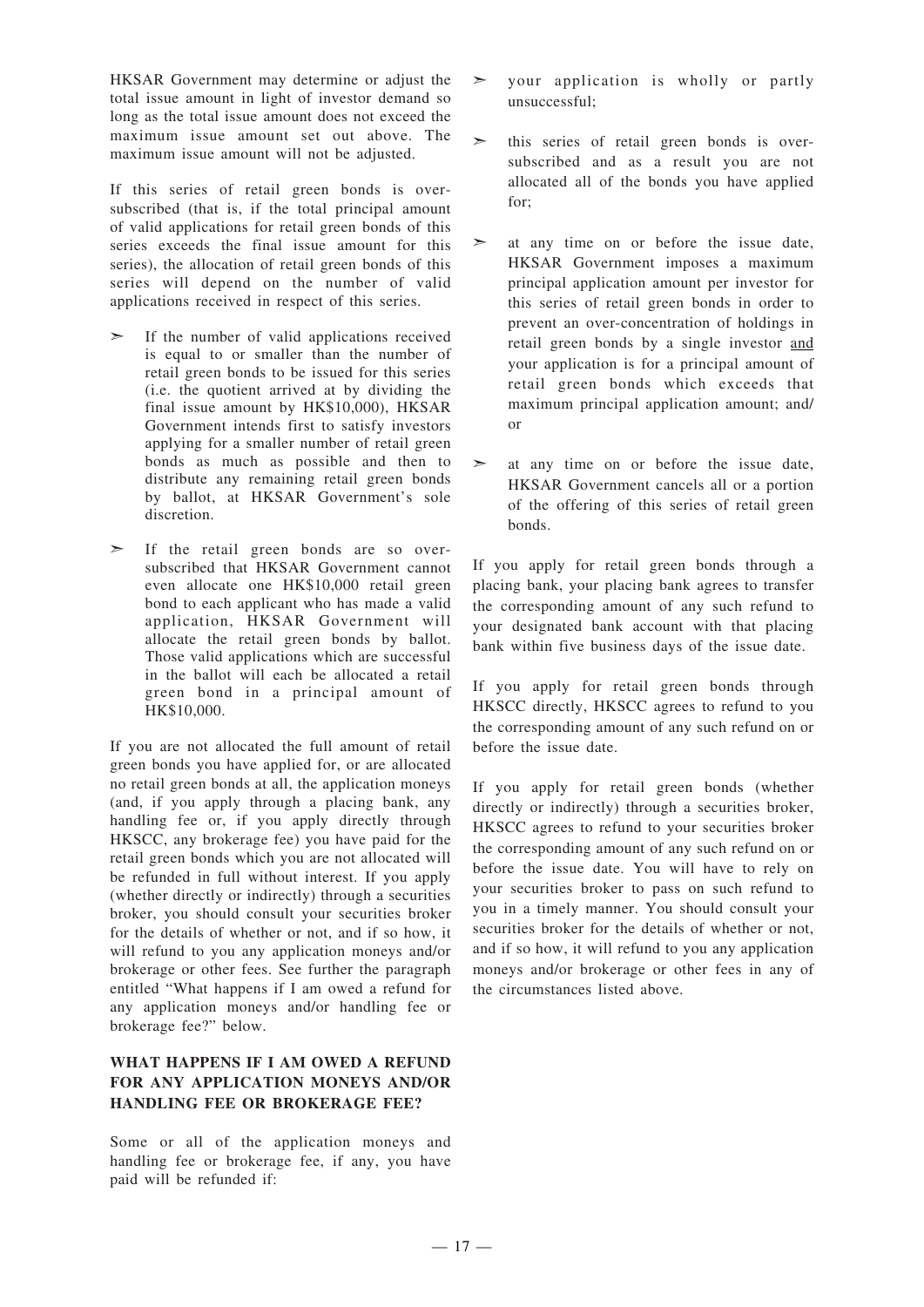HKSAR Government may determine or adjust the total issue amount in light of investor demand so long as the total issue amount does not exceed the maximum issue amount set out above. The maximum issue amount will not be adjusted.

If this series of retail green bonds is over-subscribed (that is, if the total principal amount of valid applications for retail green bonds of this series exceeds the final issue amount for this series), the allocation of retail green bonds of this series will depend on the number of valid applications received in respect of this series.

- If the number of valid applications received is equal to or smaller than the number of retail green bonds to be issued for this series (i.e. the quotient arrived at by dividing the final issue amount by HK$10,000), HKSAR Government intends first to satisfy investors applying for a smaller number of retail green bonds as much as possible and then to distribute any remaining retail green bonds by ballot, at HKSAR Government's sole discretion.
- If the retail green bonds are so over-subscribed that HKSAR Government cannot even allocate one HK$10,000 retail green bond to each applicant who has made a valid application, HKSAR Government will allocate the retail green bonds by ballot. Those valid applications which are successful in the ballot will each be allocated a retail green bond in a principal amount of HK$10,000.

If you are not allocated the full amount of retail green bonds you have applied for, or are allocated no retail green bonds at all, the application moneys (and, if you apply through a placing bank, any handling fee or, if you apply directly through HKSCC, any brokerage fee) you have paid for the retail green bonds which you are not allocated will be refunded in full without interest. If you apply (whether directly or indirectly) through a securities broker, you should consult your securities broker for the details of whether or not, and if so how, it will refund to you any application moneys and/or brokerage or other fees. See further the paragraph entitled "What happens if I am owed a refund for any application moneys and/or handling fee or brokerage fee?" below.

## WHAT HAPPENS IF I AM OWED A REFUND FOR ANY APPLICATION MONEYS AND/OR HANDLING FEE OR BROKERAGE FEE?

Some or all of the application moneys and handling fee or brokerage fee, if any, you have paid will be refunded if:

- your application is wholly or partly unsuccessful;
- this series of retail green bonds is over-subscribed and as a result you are not allocated all of the bonds you have applied for;
- at any time on or before the issue date, HKSAR Government imposes a maximum principal application amount per investor for this series of retail green bonds in order to prevent an over-concentration of holdings in retail green bonds by a single investor <u>and</u> your application is for a principal amount of retail green bonds which exceeds that maximum principal application amount; and/or
- at any time on or before the issue date, HKSAR Government cancels all or a portion of the offering of this series of retail green bonds.

If you apply for retail green bonds through a placing bank, your placing bank agrees to transfer the corresponding amount of any such refund to your designated bank account with that placing bank within five business days of the issue date.

If you apply for retail green bonds through HKSCC directly, HKSCC agrees to refund to you the corresponding amount of any such refund on or before the issue date.

If you apply for retail green bonds (whether directly or indirectly) through a securities broker, HKSCC agrees to refund to your securities broker the corresponding amount of any such refund on or before the issue date. You will have to rely on your securities broker to pass on such refund to you in a timely manner. You should consult your securities broker for the details of whether or not, and if so how, it will refund to you any application moneys and/or brokerage or other fees in any of the circumstances listed above.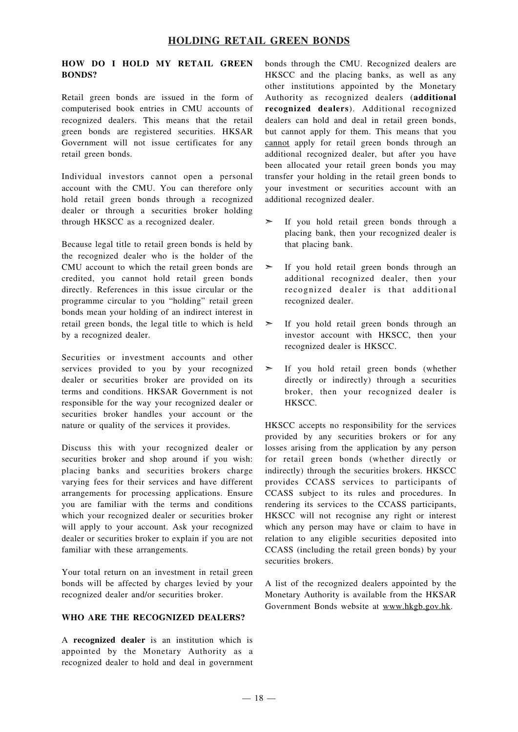# HOLDING RETAIL GREEN BONDS

### HOW DO I HOLD MY RETAIL GREEN BONDS?

Retail green bonds are issued in the form of computerised book entries in CMU accounts of recognized dealers. This means that the retail green bonds are registered securities. HKSAR Government will not issue certificates for any retail green bonds.

Individual investors cannot open a personal account with the CMU. You can therefore only hold retail green bonds through a recognized dealer or through a securities broker holding through HKSCC as a recognized dealer.

Because legal title to retail green bonds is held by the recognized dealer who is the holder of the CMU account to which the retail green bonds are credited, you cannot hold retail green bonds directly. References in this issue circular or the programme circular to you "holding" retail green bonds mean your holding of an indirect interest in retail green bonds, the legal title to which is held by a recognized dealer.

Securities or investment accounts and other services provided to you by your recognized dealer or securities broker are provided on its terms and conditions. HKSAR Government is not responsible for the way your recognized dealer or securities broker handles your account or the nature or quality of the services it provides.

Discuss this with your recognized dealer or securities broker and shop around if you wish: placing banks and securities brokers charge varying fees for their services and have different arrangements for processing applications. Ensure you are familiar with the terms and conditions which your recognized dealer or securities broker will apply to your account. Ask your recognized dealer or securities broker to explain if you are not familiar with these arrangements.

Your total return on an investment in retail green bonds will be affected by charges levied by your recognized dealer and/or securities broker.

### WHO ARE THE RECOGNIZED DEALERS?

A **recognized dealer** is an institution which is appointed by the Monetary Authority as a recognized dealer to hold and deal in government bonds through the CMU. Recognized dealers are HKSCC and the placing banks, as well as any other institutions appointed by the Monetary Authority as recognized dealers (**additional recognized dealers**). Additional recognized dealers can hold and deal in retail green bonds, but cannot apply for them. This means that you cannot apply for retail green bonds through an additional recognized dealer, but after you have been allocated your retail green bonds you may transfer your holding in the retail green bonds to your investment or securities account with an additional recognized dealer.

- If you hold retail green bonds through a placing bank, then your recognized dealer is that placing bank.
- If you hold retail green bonds through an additional recognized dealer, then your recognized dealer is that additional recognized dealer.
- If you hold retail green bonds through an investor account with HKSCC, then your recognized dealer is HKSCC.
- If you hold retail green bonds (whether directly or indirectly) through a securities broker, then your recognized dealer is HKSCC.

HKSCC accepts no responsibility for the services provided by any securities brokers or for any losses arising from the application by any person for retail green bonds (whether directly or indirectly) through the securities brokers. HKSCC provides CCASS services to participants of CCASS subject to its rules and procedures. In rendering its services to the CCASS participants, HKSCC will not recognise any right or interest which any person may have or claim to have in relation to any eligible securities deposited into CCASS (including the retail green bonds) by your securities brokers.

A list of the recognized dealers appointed by the Monetary Authority is available from the HKSAR Government Bonds website at www.hkgb.gov.hk.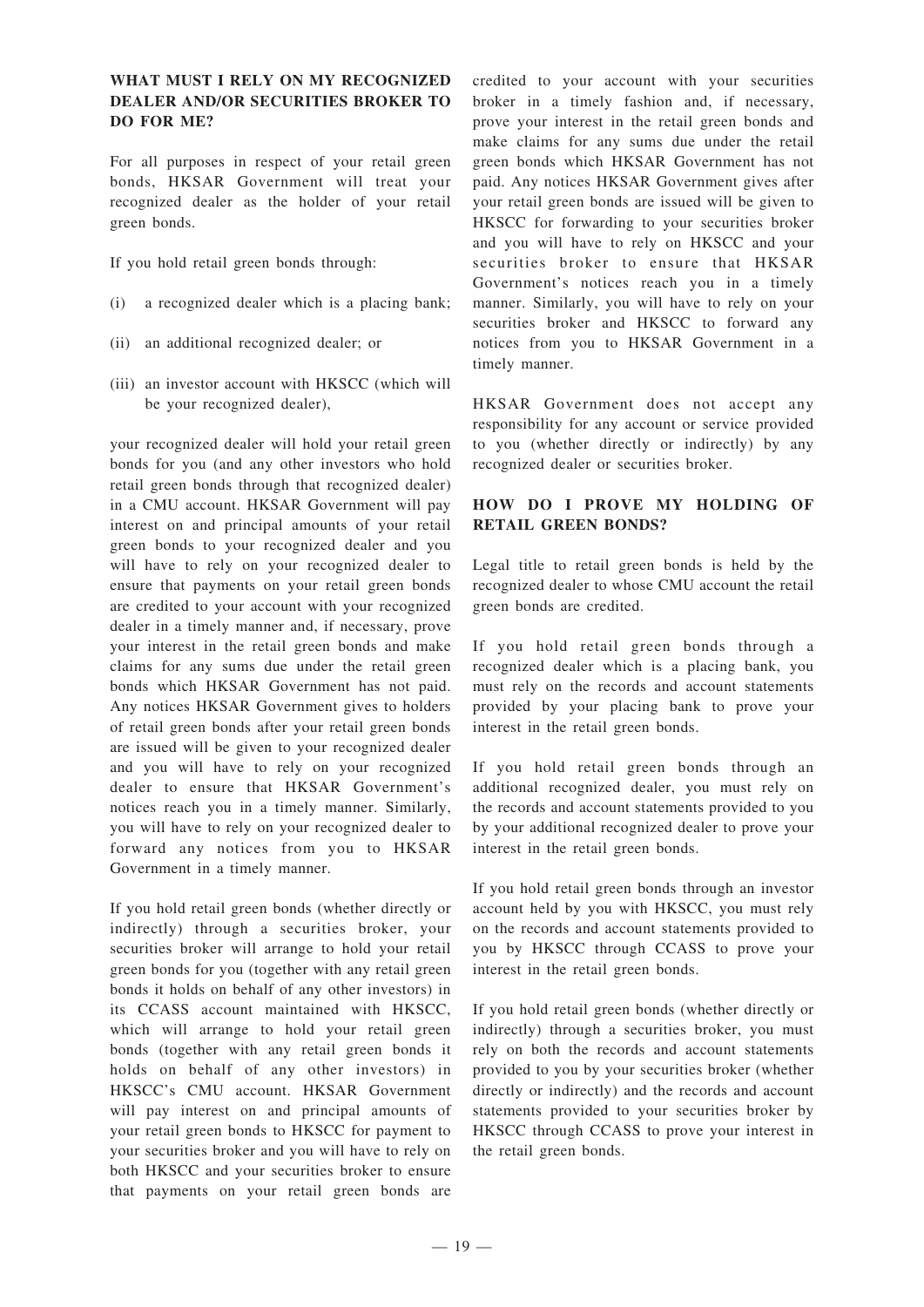## WHAT MUST I RELY ON MY RECOGNIZED DEALER AND/OR SECURITIES BROKER TO DO FOR ME?

For all purposes in respect of your retail green bonds, HKSAR Government will treat your recognized dealer as the holder of your retail green bonds.

If you hold retail green bonds through:

(i) a recognized dealer which is a placing bank;

(ii) an additional recognized dealer; or

(iii) an investor account with HKSCC (which will be your recognized dealer),

your recognized dealer will hold your retail green bonds for you (and any other investors who hold retail green bonds through that recognized dealer) in a CMU account. HKSAR Government will pay interest on and principal amounts of your retail green bonds to your recognized dealer and you will have to rely on your recognized dealer to ensure that payments on your retail green bonds are credited to your account with your recognized dealer in a timely manner and, if necessary, prove your interest in the retail green bonds and make claims for any sums due under the retail green bonds which HKSAR Government has not paid. Any notices HKSAR Government gives to holders of retail green bonds after your retail green bonds are issued will be given to your recognized dealer and you will have to rely on your recognized dealer to ensure that HKSAR Government's notices reach you in a timely manner. Similarly, you will have to rely on your recognized dealer to forward any notices from you to HKSAR Government in a timely manner.

If you hold retail green bonds (whether directly or indirectly) through a securities broker, your securities broker will arrange to hold your retail green bonds for you (together with any retail green bonds it holds on behalf of any other investors) in its CCASS account maintained with HKSCC, which will arrange to hold your retail green bonds (together with any retail green bonds it holds on behalf of any other investors) in HKSCC's CMU account. HKSAR Government will pay interest on and principal amounts of your retail green bonds to HKSCC for payment to your securities broker and you will have to rely on both HKSCC and your securities broker to ensure that payments on your retail green bonds are credited to your account with your securities broker in a timely fashion and, if necessary, prove your interest in the retail green bonds and make claims for any sums due under the retail green bonds which HKSAR Government has not paid. Any notices HKSAR Government gives after your retail green bonds are issued will be given to HKSCC for forwarding to your securities broker and you will have to rely on HKSCC and your securities broker to ensure that HKSAR Government's notices reach you in a timely manner. Similarly, you will have to rely on your securities broker and HKSCC to forward any notices from you to HKSAR Government in a timely manner.

HKSAR Government does not accept any responsibility for any account or service provided to you (whether directly or indirectly) by any recognized dealer or securities broker.

## HOW DO I PROVE MY HOLDING OF RETAIL GREEN BONDS?

Legal title to retail green bonds is held by the recognized dealer to whose CMU account the retail green bonds are credited.

If you hold retail green bonds through a recognized dealer which is a placing bank, you must rely on the records and account statements provided by your placing bank to prove your interest in the retail green bonds.

If you hold retail green bonds through an additional recognized dealer, you must rely on the records and account statements provided to you by your additional recognized dealer to prove your interest in the retail green bonds.

If you hold retail green bonds through an investor account held by you with HKSCC, you must rely on the records and account statements provided to you by HKSCC through CCASS to prove your interest in the retail green bonds.

If you hold retail green bonds (whether directly or indirectly) through a securities broker, you must rely on both the records and account statements provided to you by your securities broker (whether directly or indirectly) and the records and account statements provided to your securities broker by HKSCC through CCASS to prove your interest in the retail green bonds.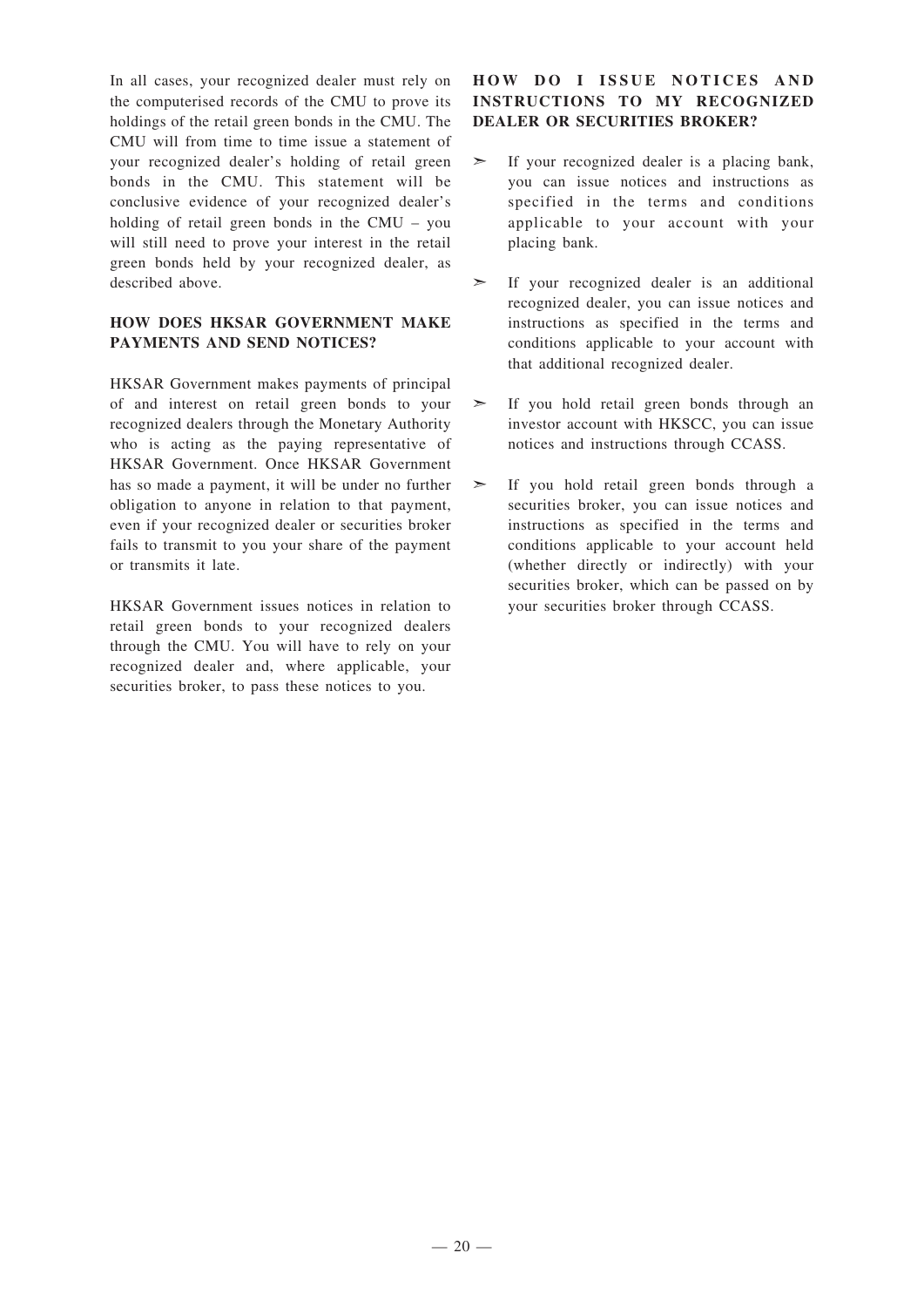In all cases, your recognized dealer must rely on the computerised records of the CMU to prove its holdings of the retail green bonds in the CMU. The CMU will from time to time issue a statement of your recognized dealer's holding of retail green bonds in the CMU. This statement will be conclusive evidence of your recognized dealer's holding of retail green bonds in the CMU – you will still need to prove your interest in the retail green bonds held by your recognized dealer, as described above.

### HOW DOES HKSAR GOVERNMENT MAKE PAYMENTS AND SEND NOTICES?

HKSAR Government makes payments of principal of and interest on retail green bonds to your recognized dealers through the Monetary Authority who is acting as the paying representative of HKSAR Government. Once HKSAR Government has so made a payment, it will be under no further obligation to anyone in relation to that payment, even if your recognized dealer or securities broker fails to transmit to you your share of the payment or transmits it late.

HKSAR Government issues notices in relation to retail green bonds to your recognized dealers through the CMU. You will have to rely on your recognized dealer and, where applicable, your securities broker, to pass these notices to you.

### HOW DO I ISSUE NOTICES AND INSTRUCTIONS TO MY RECOGNIZED DEALER OR SECURITIES BROKER?

- If your recognized dealer is a placing bank, you can issue notices and instructions as specified in the terms and conditions applicable to your account with your placing bank.
- If your recognized dealer is an additional recognized dealer, you can issue notices and instructions as specified in the terms and conditions applicable to your account with that additional recognized dealer.
- If you hold retail green bonds through an investor account with HKSCC, you can issue notices and instructions through CCASS.
- If you hold retail green bonds through a securities broker, you can issue notices and instructions as specified in the terms and conditions applicable to your account held (whether directly or indirectly) with your securities broker, which can be passed on by your securities broker through CCASS.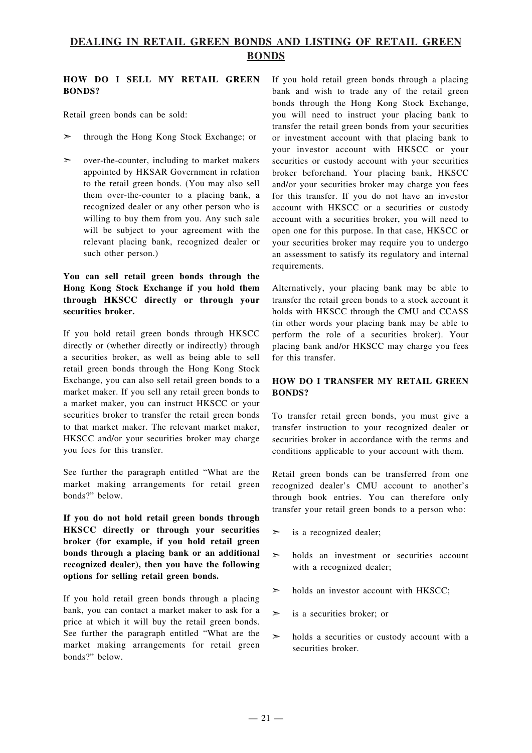## DEALING IN RETAIL GREEN BONDS AND LISTING OF RETAIL GREEN BONDS

### HOW DO I SELL MY RETAIL GREEN BONDS?

Retail green bonds can be sold:

- through the Hong Kong Stock Exchange; or
- over-the-counter, including to market makers appointed by HKSAR Government in relation to the retail green bonds. (You may also sell them over-the-counter to a placing bank, a recognized dealer or any other person who is willing to buy them from you. Any such sale will be subject to your agreement with the relevant placing bank, recognized dealer or such other person.)

**You can sell retail green bonds through the Hong Kong Stock Exchange if you hold them through HKSCC directly or through your securities broker.**

If you hold retail green bonds through HKSCC directly or (whether directly or indirectly) through a securities broker, as well as being able to sell retail green bonds through the Hong Kong Stock Exchange, you can also sell retail green bonds to a market maker. If you sell any retail green bonds to a market maker, you can instruct HKSCC or your securities broker to transfer the retail green bonds to that market maker. The relevant market maker, HKSCC and/or your securities broker may charge you fees for this transfer.

See further the paragraph entitled "What are the market making arrangements for retail green bonds?" below.

**If you do not hold retail green bonds through HKSCC directly or through your securities broker (for example, if you hold retail green bonds through a placing bank or an additional recognized dealer), then you have the following options for selling retail green bonds.**

If you hold retail green bonds through a placing bank, you can contact a market maker to ask for a price at which it will buy the retail green bonds. See further the paragraph entitled "What are the market making arrangements for retail green bonds?" below.

If you hold retail green bonds through a placing bank and wish to trade any of the retail green bonds through the Hong Kong Stock Exchange, you will need to instruct your placing bank to transfer the retail green bonds from your securities or investment account with that placing bank to your investor account with HKSCC or your securities or custody account with your securities broker beforehand. Your placing bank, HKSCC and/or your securities broker may charge you fees for this transfer. If you do not have an investor account with HKSCC or a securities or custody account with a securities broker, you will need to open one for this purpose. In that case, HKSCC or your securities broker may require you to undergo an assessment to satisfy its regulatory and internal requirements.

Alternatively, your placing bank may be able to transfer the retail green bonds to a stock account it holds with HKSCC through the CMU and CCASS (in other words your placing bank may be able to perform the role of a securities broker). Your placing bank and/or HKSCC may charge you fees for this transfer.

### HOW DO I TRANSFER MY RETAIL GREEN BONDS?

To transfer retail green bonds, you must give a transfer instruction to your recognized dealer or securities broker in accordance with the terms and conditions applicable to your account with them.

Retail green bonds can be transferred from one recognized dealer's CMU account to another's through book entries. You can therefore only transfer your retail green bonds to a person who:

- is a recognized dealer;
- holds an investment or securities account with a recognized dealer;
- holds an investor account with HKSCC;
- is a securities broker; or
- holds a securities or custody account with a securities broker.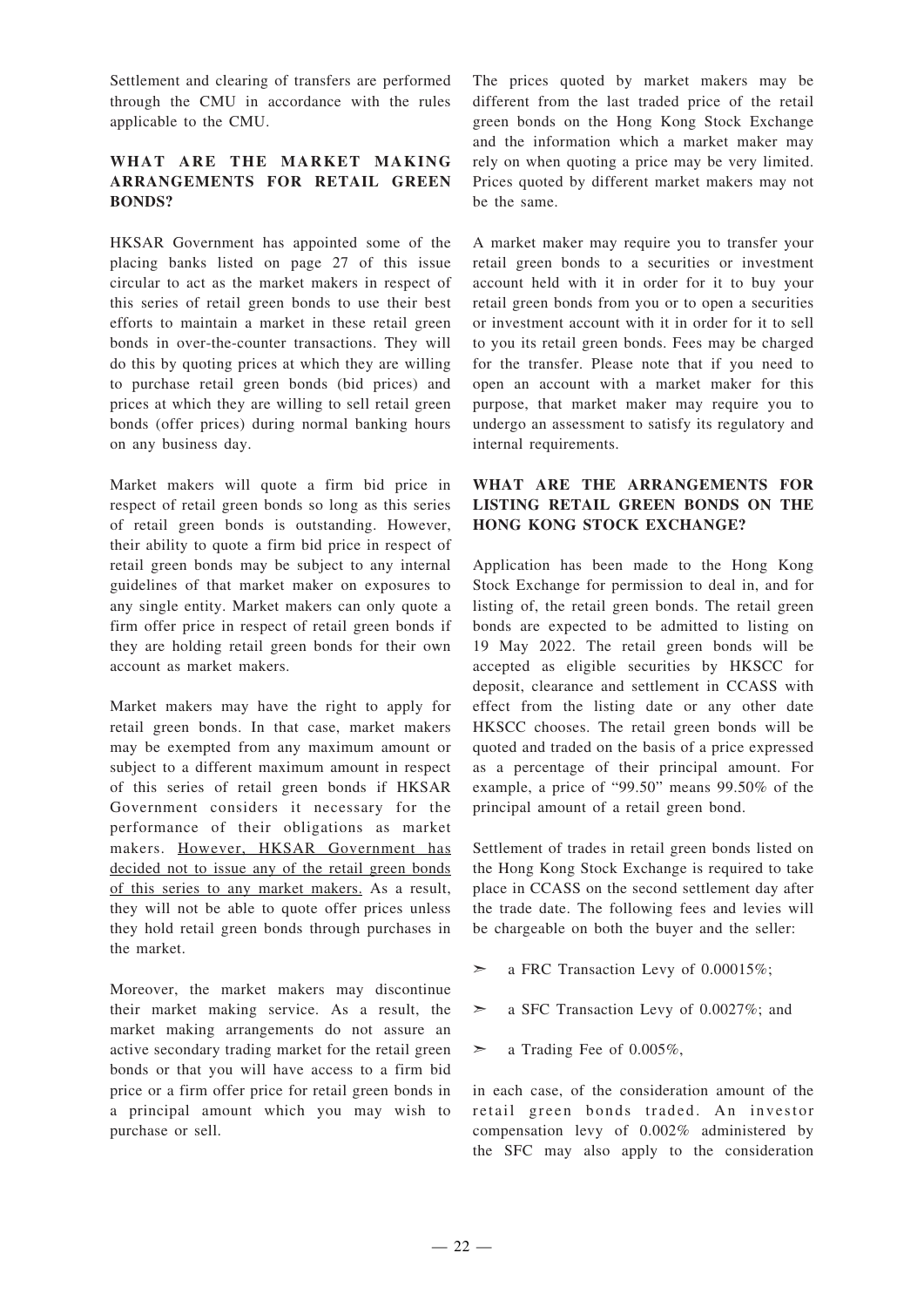Settlement and clearing of transfers are performed through the CMU in accordance with the rules applicable to the CMU.

## WHAT ARE THE MARKET MAKING ARRANGEMENTS FOR RETAIL GREEN BONDS?

HKSAR Government has appointed some of the placing banks listed on page 27 of this issue circular to act as the market makers in respect of this series of retail green bonds to use their best efforts to maintain a market in these retail green bonds in over-the-counter transactions. They will do this by quoting prices at which they are willing to purchase retail green bonds (bid prices) and prices at which they are willing to sell retail green bonds (offer prices) during normal banking hours on any business day.

Market makers will quote a firm bid price in respect of retail green bonds so long as this series of retail green bonds is outstanding. However, their ability to quote a firm bid price in respect of retail green bonds may be subject to any internal guidelines of that market maker on exposures to any single entity. Market makers can only quote a firm offer price in respect of retail green bonds if they are holding retail green bonds for their own account as market makers.

Market makers may have the right to apply for retail green bonds. In that case, market makers may be exempted from any maximum amount or subject to a different maximum amount in respect of this series of retail green bonds if HKSAR Government considers it necessary for the performance of their obligations as market makers. <u>However, HKSAR Government has decided not to issue any of the retail green bonds of this series to any market makers.</u> As a result, they will not be able to quote offer prices unless they hold retail green bonds through purchases in the market.

Moreover, the market makers may discontinue their market making service. As a result, the market making arrangements do not assure an active secondary trading market for the retail green bonds or that you will have access to a firm bid price or a firm offer price for retail green bonds in a principal amount which you may wish to purchase or sell.

The prices quoted by market makers may be different from the last traded price of the retail green bonds on the Hong Kong Stock Exchange and the information which a market maker may rely on when quoting a price may be very limited. Prices quoted by different market makers may not be the same.

A market maker may require you to transfer your retail green bonds to a securities or investment account held with it in order for it to buy your retail green bonds from you or to open a securities or investment account with it in order for it to sell to you its retail green bonds. Fees may be charged for the transfer. Please note that if you need to open an account with a market maker for this purpose, that market maker may require you to undergo an assessment to satisfy its regulatory and internal requirements.

## WHAT ARE THE ARRANGEMENTS FOR LISTING RETAIL GREEN BONDS ON THE HONG KONG STOCK EXCHANGE?

Application has been made to the Hong Kong Stock Exchange for permission to deal in, and for listing of, the retail green bonds. The retail green bonds are expected to be admitted to listing on 19 May 2022. The retail green bonds will be accepted as eligible securities by HKSCC for deposit, clearance and settlement in CCASS with effect from the listing date or any other date HKSCC chooses. The retail green bonds will be quoted and traded on the basis of a price expressed as a percentage of their principal amount. For example, a price of "99.50" means 99.50% of the principal amount of a retail green bond.

Settlement of trades in retail green bonds listed on the Hong Kong Stock Exchange is required to take place in CCASS on the second settlement day after the trade date. The following fees and levies will be chargeable on both the buyer and the seller:

- a FRC Transaction Levy of 0.00015%;
- a SFC Transaction Levy of 0.0027%; and
- a Trading Fee of 0.005%,

in each case, of the consideration amount of the retail green bonds traded. An investor compensation levy of 0.002% administered by the SFC may also apply to the consideration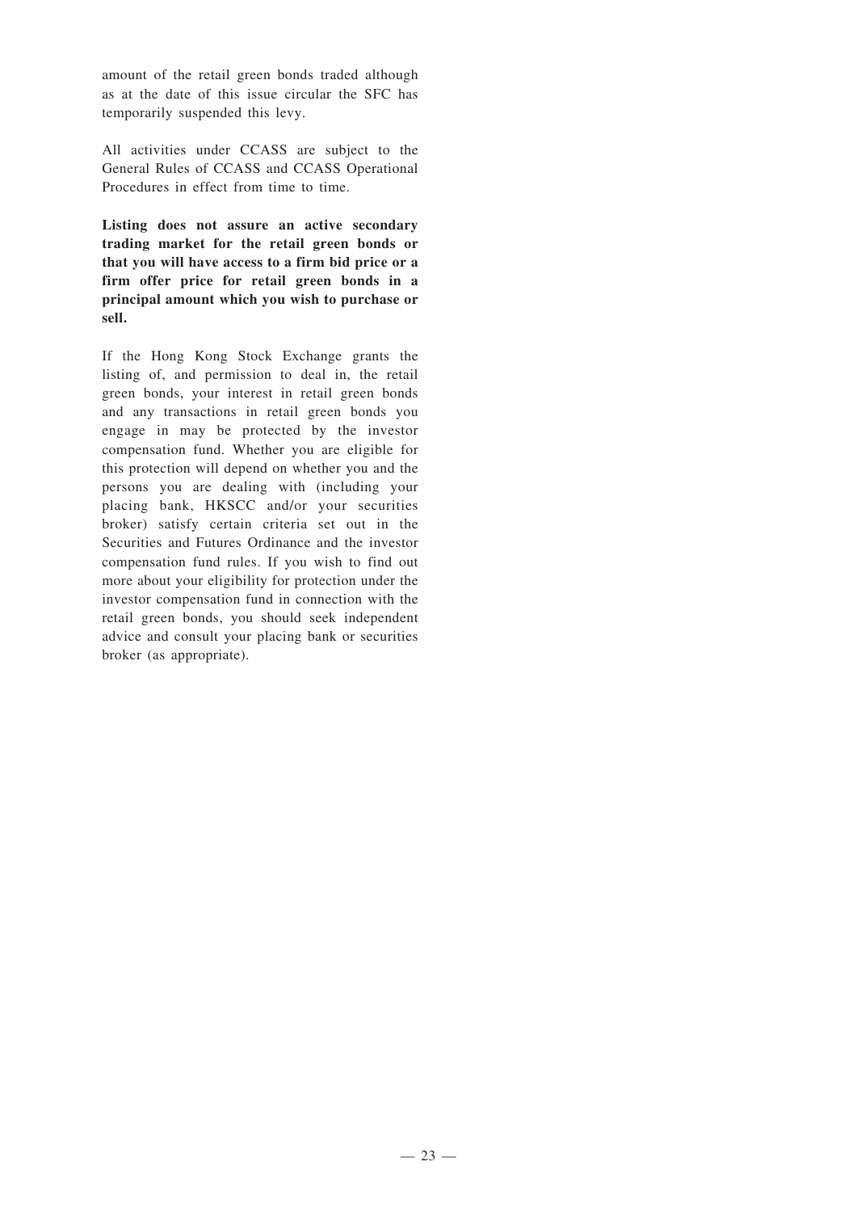amount of the retail green bonds traded although as at the date of this issue circular the SFC has temporarily suspended this levy.

All activities under CCASS are subject to the General Rules of CCASS and CCASS Operational Procedures in effect from time to time.

**Listing does not assure an active secondary trading market for the retail green bonds or that you will have access to a firm bid price or a firm offer price for retail green bonds in a principal amount which you wish to purchase or sell.**

If the Hong Kong Stock Exchange grants the listing of, and permission to deal in, the retail green bonds, your interest in retail green bonds and any transactions in retail green bonds you engage in may be protected by the investor compensation fund. Whether you are eligible for this protection will depend on whether you and the persons you are dealing with (including your placing bank, HKSCC and/or your securities broker) satisfy certain criteria set out in the Securities and Futures Ordinance and the investor compensation fund rules. If you wish to find out more about your eligibility for protection under the investor compensation fund in connection with the retail green bonds, you should seek independent advice and consult your placing bank or securities broker (as appropriate).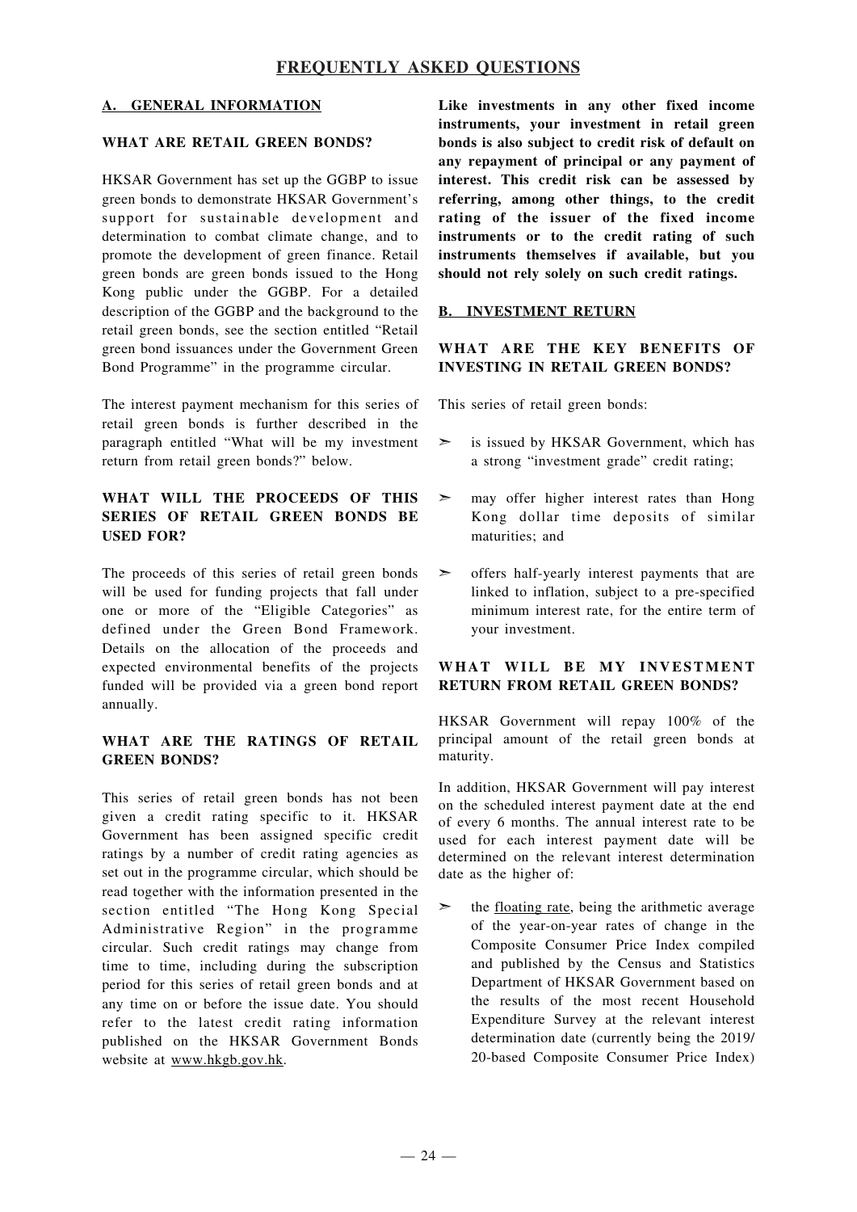# FREQUENTLY ASKED QUESTIONS

## A. GENERAL INFORMATION

### WHAT ARE RETAIL GREEN BONDS?

HKSAR Government has set up the GGBP to issue green bonds to demonstrate HKSAR Government's support for sustainable development and determination to combat climate change, and to promote the development of green finance. Retail green bonds are green bonds issued to the Hong Kong public under the GGBP. For a detailed description of the GGBP and the background to the retail green bonds, see the section entitled "Retail green bond issuances under the Government Green Bond Programme" in the programme circular.

The interest payment mechanism for this series of retail green bonds is further described in the paragraph entitled "What will be my investment return from retail green bonds?" below.

### WHAT WILL THE PROCEEDS OF THIS SERIES OF RETAIL GREEN BONDS BE USED FOR?

The proceeds of this series of retail green bonds will be used for funding projects that fall under one or more of the "Eligible Categories" as defined under the Green Bond Framework. Details on the allocation of the proceeds and expected environmental benefits of the projects funded will be provided via a green bond report annually.

### WHAT ARE THE RATINGS OF RETAIL GREEN BONDS?

This series of retail green bonds has not been given a credit rating specific to it. HKSAR Government has been assigned specific credit ratings by a number of credit rating agencies as set out in the programme circular, which should be read together with the information presented in the section entitled "The Hong Kong Special Administrative Region" in the programme circular. Such credit ratings may change from time to time, including during the subscription period for this series of retail green bonds and at any time on or before the issue date. You should refer to the latest credit rating information published on the HKSAR Government Bonds website at www.hkgb.gov.hk.

**Like investments in any other fixed income instruments, your investment in retail green bonds is also subject to credit risk of default on any repayment of principal or any payment of interest. This credit risk can be assessed by referring, among other things, to the credit rating of the issuer of the fixed income instruments or to the credit rating of such instruments themselves if available, but you should not rely solely on such credit ratings.**

## B. INVESTMENT RETURN

### WHAT ARE THE KEY BENEFITS OF INVESTING IN RETAIL GREEN BONDS?

This series of retail green bonds:

- is issued by HKSAR Government, which has a strong "investment grade" credit rating;
- may offer higher interest rates than Hong Kong dollar time deposits of similar maturities; and
- offers half-yearly interest payments that are linked to inflation, subject to a pre-specified minimum interest rate, for the entire term of your investment.

### WHAT WILL BE MY INVESTMENT RETURN FROM RETAIL GREEN BONDS?

HKSAR Government will repay 100% of the principal amount of the retail green bonds at maturity.

In addition, HKSAR Government will pay interest on the scheduled interest payment date at the end of every 6 months. The annual interest rate to be used for each interest payment date will be determined on the relevant interest determination date as the higher of:

- the floating rate, being the arithmetic average of the year-on-year rates of change in the Composite Consumer Price Index compiled and published by the Census and Statistics Department of HKSAR Government based on the results of the most recent Household Expenditure Survey at the relevant interest determination date (currently being the 2019/20-based Composite Consumer Price Index)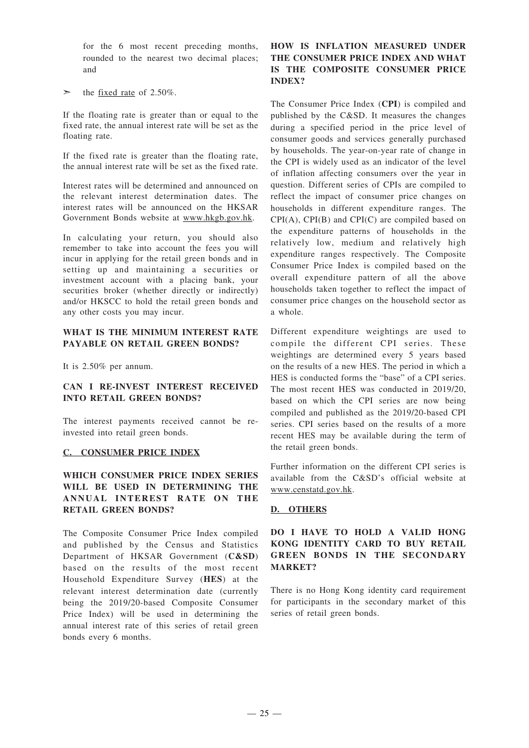for the 6 most recent preceding months, rounded to the nearest two decimal places; and

➢ the fixed rate of 2.50%.

If the floating rate is greater than or equal to the fixed rate, the annual interest rate will be set as the floating rate.

If the fixed rate is greater than the floating rate, the annual interest rate will be set as the fixed rate.

Interest rates will be determined and announced on the relevant interest determination dates. The interest rates will be announced on the HKSAR Government Bonds website at www.hkgb.gov.hk.

In calculating your return, you should also remember to take into account the fees you will incur in applying for the retail green bonds and in setting up and maintaining a securities or investment account with a placing bank, your securities broker (whether directly or indirectly) and/or HKSCC to hold the retail green bonds and any other costs you may incur.

**WHAT IS THE MINIMUM INTEREST RATE PAYABLE ON RETAIL GREEN BONDS?**

It is 2.50% per annum.

**CAN I RE-INVEST INTEREST RECEIVED INTO RETAIL GREEN BONDS?**

The interest payments received cannot be re-invested into retail green bonds.

## C. CONSUMER PRICE INDEX

**WHICH CONSUMER PRICE INDEX SERIES WILL BE USED IN DETERMINING THE ANNUAL INTEREST RATE ON THE RETAIL GREEN BONDS?**

The Composite Consumer Price Index compiled and published by the Census and Statistics Department of HKSAR Government (**C&SD**) based on the results of the most recent Household Expenditure Survey (**HES**) at the relevant interest determination date (currently being the 2019/20-based Composite Consumer Price Index) will be used in determining the annual interest rate of this series of retail green bonds every 6 months.

**HOW IS INFLATION MEASURED UNDER THE CONSUMER PRICE INDEX AND WHAT IS THE COMPOSITE CONSUMER PRICE INDEX?**

The Consumer Price Index (**CPI**) is compiled and published by the C&SD. It measures the changes during a specified period in the price level of consumer goods and services generally purchased by households. The year-on-year rate of change in the CPI is widely used as an indicator of the level of inflation affecting consumers over the year in question. Different series of CPIs are compiled to reflect the impact of consumer price changes on households in different expenditure ranges. The CPI(A), CPI(B) and CPI(C) are compiled based on the expenditure patterns of households in the relatively low, medium and relatively high expenditure ranges respectively. The Composite Consumer Price Index is compiled based on the overall expenditure pattern of all the above households taken together to reflect the impact of consumer price changes on the household sector as a whole.

Different expenditure weightings are used to compile the different CPI series. These weightings are determined every 5 years based on the results of a new HES. The period in which a HES is conducted forms the "base" of a CPI series. The most recent HES was conducted in 2019/20, based on which the CPI series are now being compiled and published as the 2019/20-based CPI series. CPI series based on the results of a more recent HES may be available during the term of the retail green bonds.

Further information on the different CPI series is available from the C&SD's official website at www.censtatd.gov.hk.

## D. OTHERS

**DO I HAVE TO HOLD A VALID HONG KONG IDENTITY CARD TO BUY RETAIL GREEN BONDS IN THE SECONDARY MARKET?**

There is no Hong Kong identity card requirement for participants in the secondary market of this series of retail green bonds.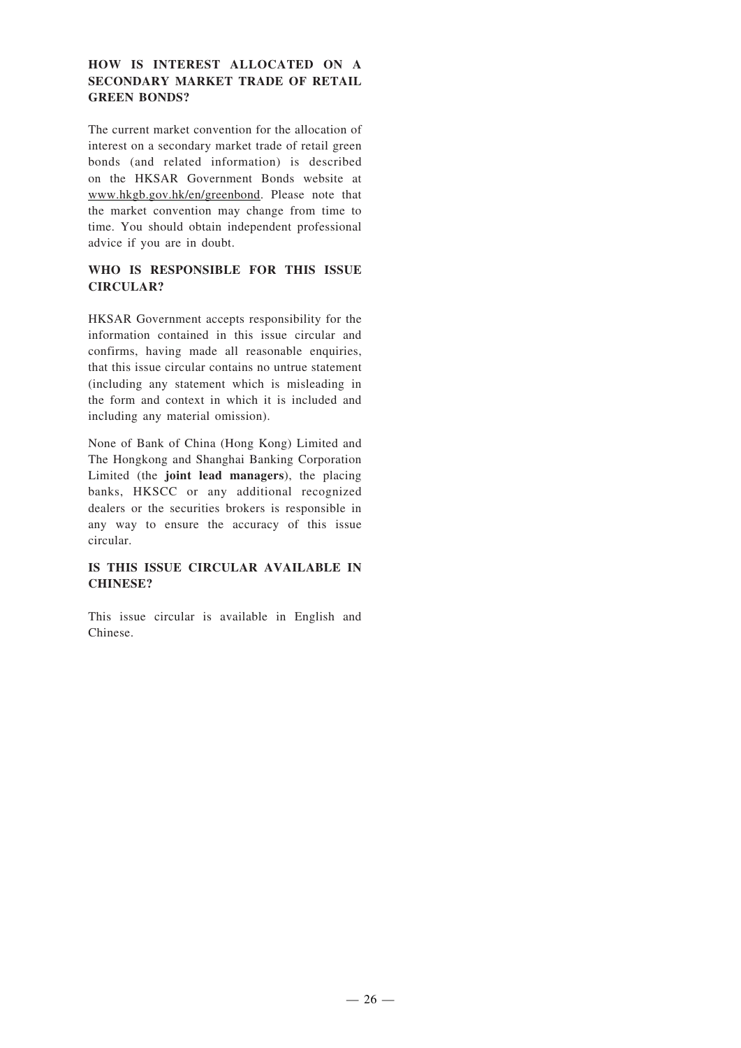## HOW IS INTEREST ALLOCATED ON A SECONDARY MARKET TRADE OF RETAIL GREEN BONDS?

The current market convention for the allocation of interest on a secondary market trade of retail green bonds (and related information) is described on the HKSAR Government Bonds website at www.hkgb.gov.hk/en/greenbond. Please note that the market convention may change from time to time. You should obtain independent professional advice if you are in doubt.

## WHO IS RESPONSIBLE FOR THIS ISSUE CIRCULAR?

HKSAR Government accepts responsibility for the information contained in this issue circular and confirms, having made all reasonable enquiries, that this issue circular contains no untrue statement (including any statement which is misleading in the form and context in which it is included and including any material omission).

None of Bank of China (Hong Kong) Limited and The Hongkong and Shanghai Banking Corporation Limited (the **joint lead managers**), the placing banks, HKSCC or any additional recognized dealers or the securities brokers is responsible in any way to ensure the accuracy of this issue circular.

## IS THIS ISSUE CIRCULAR AVAILABLE IN CHINESE?

This issue circular is available in English and Chinese.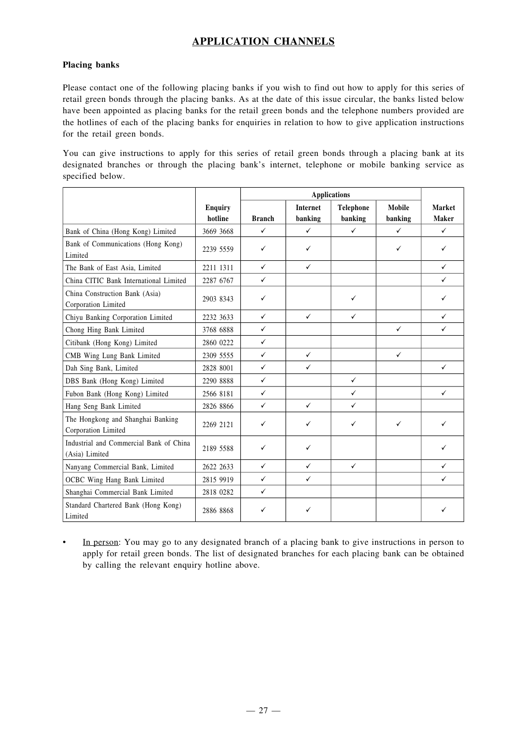## APPLICATION CHANNELS

**Placing banks**

Please contact one of the following placing banks if you wish to find out how to apply for this series of retail green bonds through the placing banks. As at the date of this issue circular, the banks listed below have been appointed as placing banks for the retail green bonds and the telephone numbers provided are the hotlines of each of the placing banks for enquiries in relation to how to give application instructions for the retail green bonds.

You can give instructions to apply for this series of retail green bonds through a placing bank at its designated branches or through the placing bank's internet, telephone or mobile banking service as specified below.

| | | Applications | | | | |
|---|---|---|---|---|---|---|
| | **Enquiry hotline** | **Branch** | **Internet banking** | **Telephone banking** | **Mobile banking** | **Market Maker** |
| Bank of China (Hong Kong) Limited | 3669 3668 | ✓ | ✓ | ✓ | ✓ | ✓ |
| Bank of Communications (Hong Kong) Limited | 2239 5559 | ✓ | ✓ | | ✓ | ✓ |
| The Bank of East Asia, Limited | 2211 1311 | ✓ | ✓ | | | ✓ |
| China CITIC Bank International Limited | 2287 6767 | ✓ | | | | ✓ |
| China Construction Bank (Asia) Corporation Limited | 2903 8343 | ✓ | | ✓ | | ✓ |
| Chiyu Banking Corporation Limited | 2232 3633 | ✓ | ✓ | ✓ | | ✓ |
| Chong Hing Bank Limited | 3768 6888 | ✓ | | | ✓ | ✓ |
| Citibank (Hong Kong) Limited | 2860 0222 | ✓ | | | | |
| CMB Wing Lung Bank Limited | 2309 5555 | ✓ | ✓ | | ✓ | |
| Dah Sing Bank, Limited | 2828 8001 | ✓ | ✓ | | | ✓ |
| DBS Bank (Hong Kong) Limited | 2290 8888 | ✓ | | ✓ | | |
| Fubon Bank (Hong Kong) Limited | 2566 8181 | ✓ | | ✓ | | ✓ |
| Hang Seng Bank Limited | 2826 8866 | ✓ | ✓ | ✓ | | |
| The Hongkong and Shanghai Banking Corporation Limited | 2269 2121 | ✓ | ✓ | ✓ | ✓ | ✓ |
| Industrial and Commercial Bank of China (Asia) Limited | 2189 5588 | ✓ | ✓ | | | ✓ |
| Nanyang Commercial Bank, Limited | 2622 2633 | ✓ | ✓ | ✓ | | ✓ |
| OCBC Wing Hang Bank Limited | 2815 9919 | ✓ | ✓ | | | ✓ |
| Shanghai Commercial Bank Limited | 2818 0282 | ✓ | | | | |
| Standard Chartered Bank (Hong Kong) Limited | 2886 8868 | ✓ | ✓ | | | ✓ |

- In person: You may go to any designated branch of a placing bank to give instructions in person to apply for retail green bonds. The list of designated branches for each placing bank can be obtained by calling the relevant enquiry hotline above.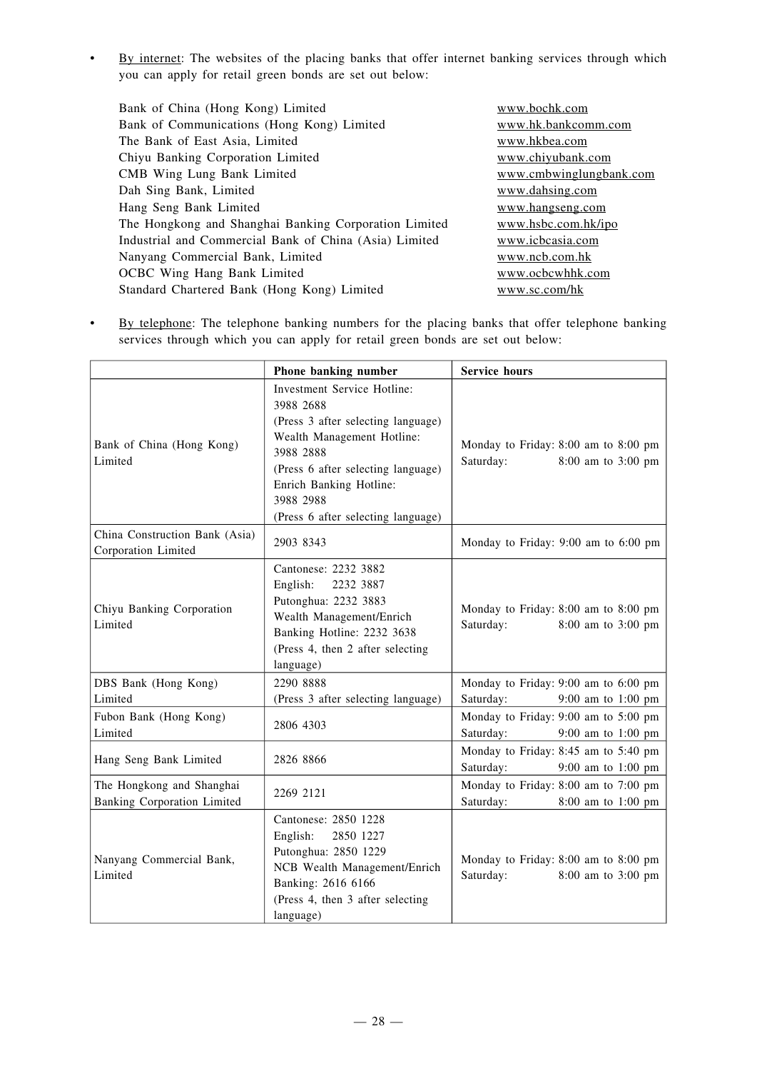- By internet: The websites of the placing banks that offer internet banking services through which you can apply for retail green bonds are set out below:

| | |
|---|---|
| Bank of China (Hong Kong) Limited | www.bochk.com |
| Bank of Communications (Hong Kong) Limited | www.hk.bankcomm.com |
| The Bank of East Asia, Limited | www.hkbea.com |
| Chiyu Banking Corporation Limited | www.chiyubank.com |
| CMB Wing Lung Bank Limited | www.cmbwinglungbank.com |
| Dah Sing Bank, Limited | www.dahsing.com |
| Hang Seng Bank Limited | www.hangseng.com |
| The Hongkong and Shanghai Banking Corporation Limited | www.hsbc.com.hk/ipo |
| Industrial and Commercial Bank of China (Asia) Limited | www.icbcasia.com |
| Nanyang Commercial Bank, Limited | www.ncb.com.hk |
| OCBC Wing Hang Bank Limited | www.ocbcwhhk.com |
| Standard Chartered Bank (Hong Kong) Limited | www.sc.com/hk |

- By telephone: The telephone banking numbers for the placing banks that offer telephone banking services through which you can apply for retail green bonds are set out below:

| | Phone banking number | Service hours |
|---|---|---|
| Bank of China (Hong Kong) Limited | Investment Service Hotline: 3988 2688 (Press 3 after selecting language) Wealth Management Hotline: 3988 2888 (Press 6 after selecting language) Enrich Banking Hotline: 3988 2988 (Press 6 after selecting language) | Monday to Friday: 8:00 am to 8:00 pm Saturday: 8:00 am to 3:00 pm |
| China Construction Bank (Asia) Corporation Limited | 2903 8343 | Monday to Friday: 9:00 am to 6:00 pm |
| Chiyu Banking Corporation Limited | Cantonese: 2232 3882 English: 2232 3887 Putonghua: 2232 3883 Wealth Management/Enrich Banking Hotline: 2232 3638 (Press 4, then 2 after selecting language) | Monday to Friday: 8:00 am to 8:00 pm Saturday: 8:00 am to 3:00 pm |
| DBS Bank (Hong Kong) Limited | 2290 8888 (Press 3 after selecting language) | Monday to Friday: 9:00 am to 6:00 pm Saturday: 9:00 am to 1:00 pm |
| Fubon Bank (Hong Kong) Limited | 2806 4303 | Monday to Friday: 9:00 am to 5:00 pm Saturday: 9:00 am to 1:00 pm |
| Hang Seng Bank Limited | 2826 8866 | Monday to Friday: 8:45 am to 5:40 pm Saturday: 9:00 am to 1:00 pm |
| The Hongkong and Shanghai Banking Corporation Limited | 2269 2121 | Monday to Friday: 8:00 am to 7:00 pm Saturday: 8:00 am to 1:00 pm |
| Nanyang Commercial Bank, Limited | Cantonese: 2850 1228 English: 2850 1227 Putonghua: 2850 1229 NCB Wealth Management/Enrich Banking: 2616 6166 (Press 4, then 3 after selecting language) | Monday to Friday: 8:00 am to 8:00 pm Saturday: 8:00 am to 3:00 pm |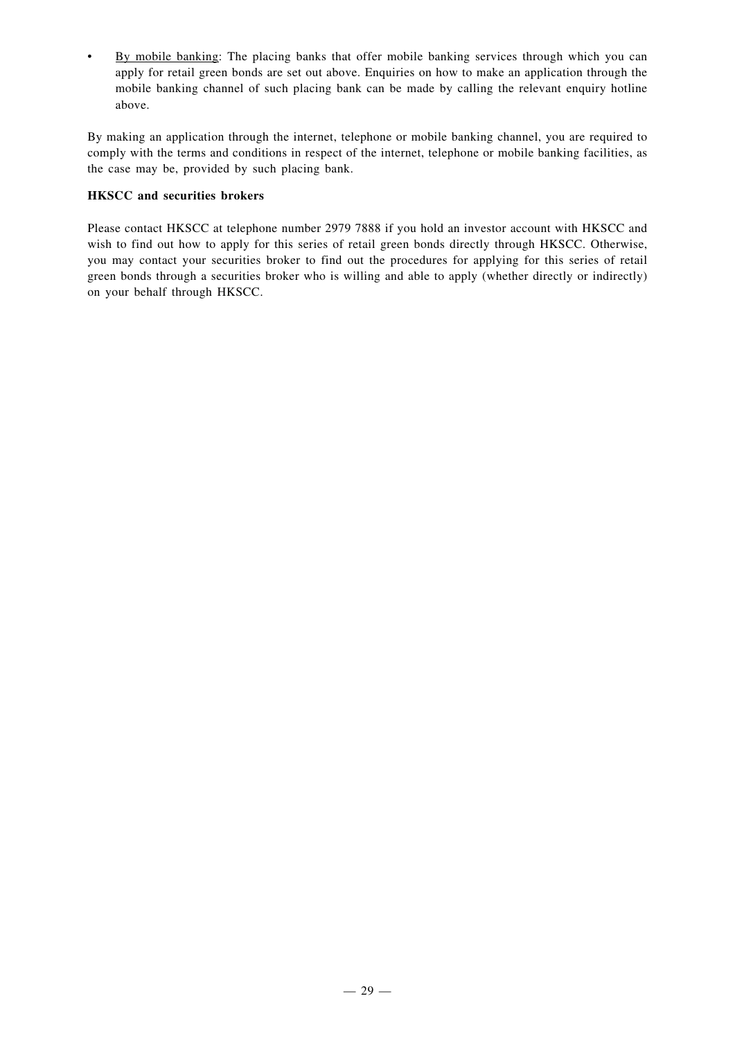- By mobile banking: The placing banks that offer mobile banking services through which you can apply for retail green bonds are set out above. Enquiries on how to make an application through the mobile banking channel of such placing bank can be made by calling the relevant enquiry hotline above.

By making an application through the internet, telephone or mobile banking channel, you are required to comply with the terms and conditions in respect of the internet, telephone or mobile banking facilities, as the case may be, provided by such placing bank.

**HKSCC and securities brokers**

Please contact HKSCC at telephone number 2979 7888 if you hold an investor account with HKSCC and wish to find out how to apply for this series of retail green bonds directly through HKSCC. Otherwise, you may contact your securities broker to find out the procedures for applying for this series of retail green bonds through a securities broker who is willing and able to apply (whether directly or indirectly) on your behalf through HKSCC.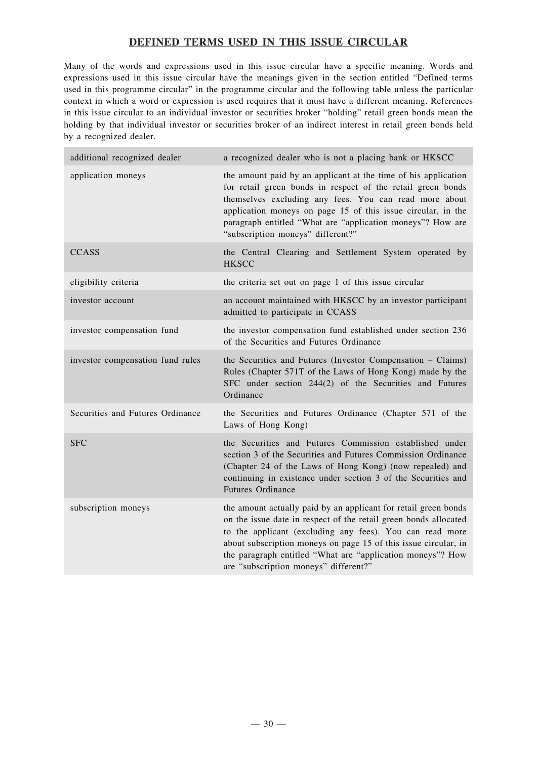## DEFINED TERMS USED IN THIS ISSUE CIRCULAR

Many of the words and expressions used in this issue circular have a specific meaning. Words and expressions used in this issue circular have the meanings given in the section entitled "Defined terms used in this programme circular" in the programme circular and the following table unless the particular context in which a word or expression is used requires that it must have a different meaning. References in this issue circular to an individual investor or securities broker "holding" retail green bonds mean the holding by that individual investor or securities broker of an indirect interest in retail green bonds held by a recognized dealer.

| | |
|---|---|
| additional recognized dealer | a recognized dealer who is not a placing bank or HKSCC |
| application moneys | the amount paid by an applicant at the time of his application for retail green bonds in respect of the retail green bonds themselves excluding any fees. You can read more about application moneys on page 15 of this issue circular, in the paragraph entitled "What are "application moneys"? How are "subscription moneys" different?" |
| CCASS | the Central Clearing and Settlement System operated by HKSCC |
| eligibility criteria | the criteria set out on page 1 of this issue circular |
| investor account | an account maintained with HKSCC by an investor participant admitted to participate in CCASS |
| investor compensation fund | the investor compensation fund established under section 236 of the Securities and Futures Ordinance |
| investor compensation fund rules | the Securities and Futures (Investor Compensation – Claims) Rules (Chapter 571T of the Laws of Hong Kong) made by the SFC under section 244(2) of the Securities and Futures Ordinance |
| Securities and Futures Ordinance | the Securities and Futures Ordinance (Chapter 571 of the Laws of Hong Kong) |
| SFC | the Securities and Futures Commission established under section 3 of the Securities and Futures Commission Ordinance (Chapter 24 of the Laws of Hong Kong) (now repealed) and continuing in existence under section 3 of the Securities and Futures Ordinance |
| subscription moneys | the amount actually paid by an applicant for retail green bonds on the issue date in respect of the retail green bonds allocated to the applicant (excluding any fees). You can read more about subscription moneys on page 15 of this issue circular, in the paragraph entitled "What are "application moneys"? How are "subscription moneys" different?" |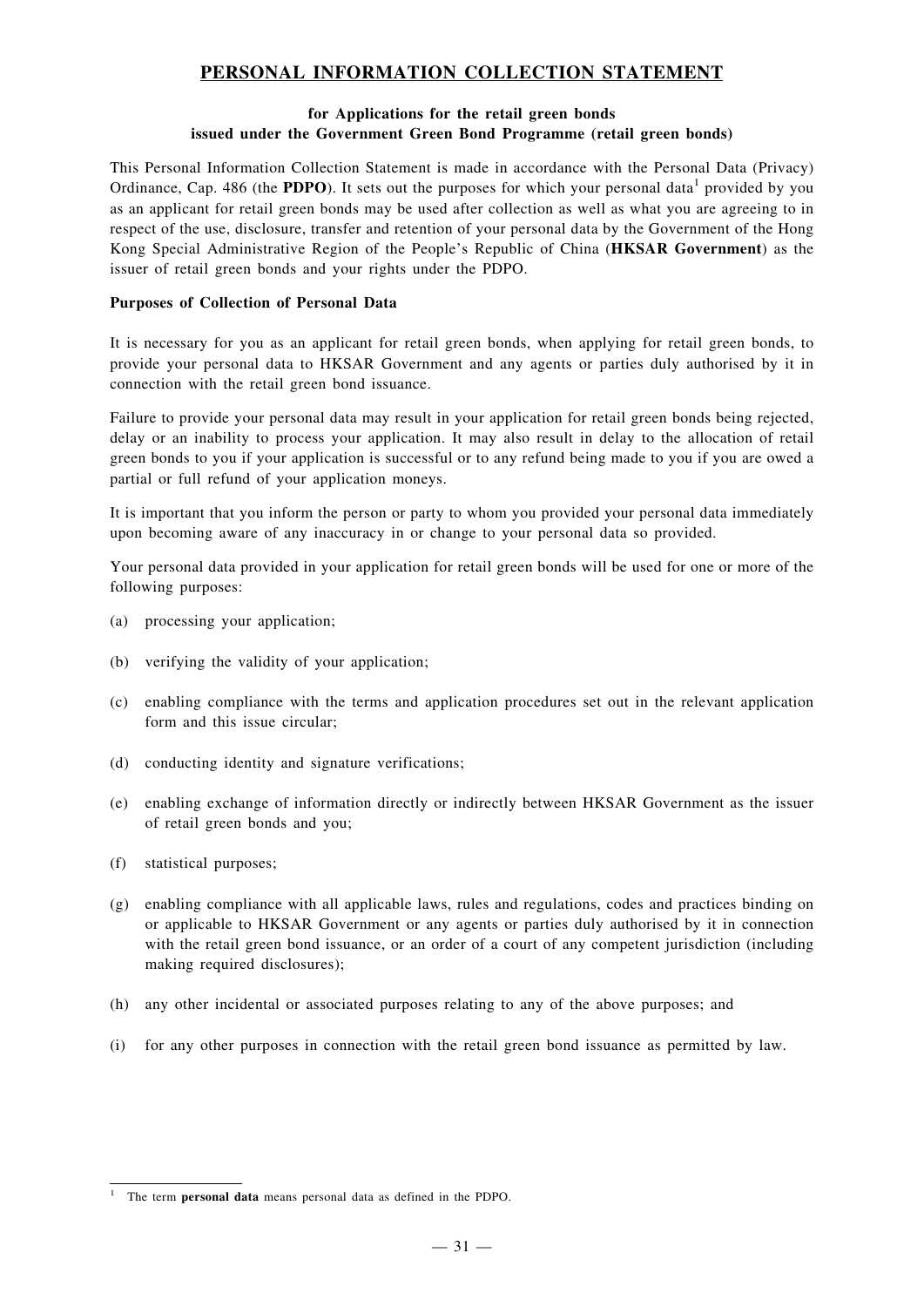# PERSONAL INFORMATION COLLECTION STATEMENT

**for Applications for the retail green bonds issued under the Government Green Bond Programme (retail green bonds)**

This Personal Information Collection Statement is made in accordance with the Personal Data (Privacy) Ordinance, Cap. 486 (the **PDPO**). It sets out the purposes for which your personal data[1] provided by you as an applicant for retail green bonds may be used after collection as well as what you are agreeing to in respect of the use, disclosure, transfer and retention of your personal data by the Government of the Hong Kong Special Administrative Region of the People's Republic of China (**HKSAR Government**) as the issuer of retail green bonds and your rights under the PDPO.

**Purposes of Collection of Personal Data**

It is necessary for you as an applicant for retail green bonds, when applying for retail green bonds, to provide your personal data to HKSAR Government and any agents or parties duly authorised by it in connection with the retail green bond issuance.

Failure to provide your personal data may result in your application for retail green bonds being rejected, delay or an inability to process your application. It may also result in delay to the allocation of retail green bonds to you if your application is successful or to any refund being made to you if you are owed a partial or full refund of your application moneys.

It is important that you inform the person or party to whom you provided your personal data immediately upon becoming aware of any inaccuracy in or change to your personal data so provided.

Your personal data provided in your application for retail green bonds will be used for one or more of the following purposes:

(a) processing your application;

(b) verifying the validity of your application;

(c) enabling compliance with the terms and application procedures set out in the relevant application form and this issue circular;

(d) conducting identity and signature verifications;

(e) enabling exchange of information directly or indirectly between HKSAR Government as the issuer of retail green bonds and you;

(f) statistical purposes;

(g) enabling compliance with all applicable laws, rules and regulations, codes and practices binding on or applicable to HKSAR Government or any agents or parties duly authorised by it in connection with the retail green bond issuance, or an order of a court of any competent jurisdiction (including making required disclosures);

(h) any other incidental or associated purposes relating to any of the above purposes; and

(i) for any other purposes in connection with the retail green bond issuance as permitted by law.

[1] The term **personal data** means personal data as defined in the PDPO.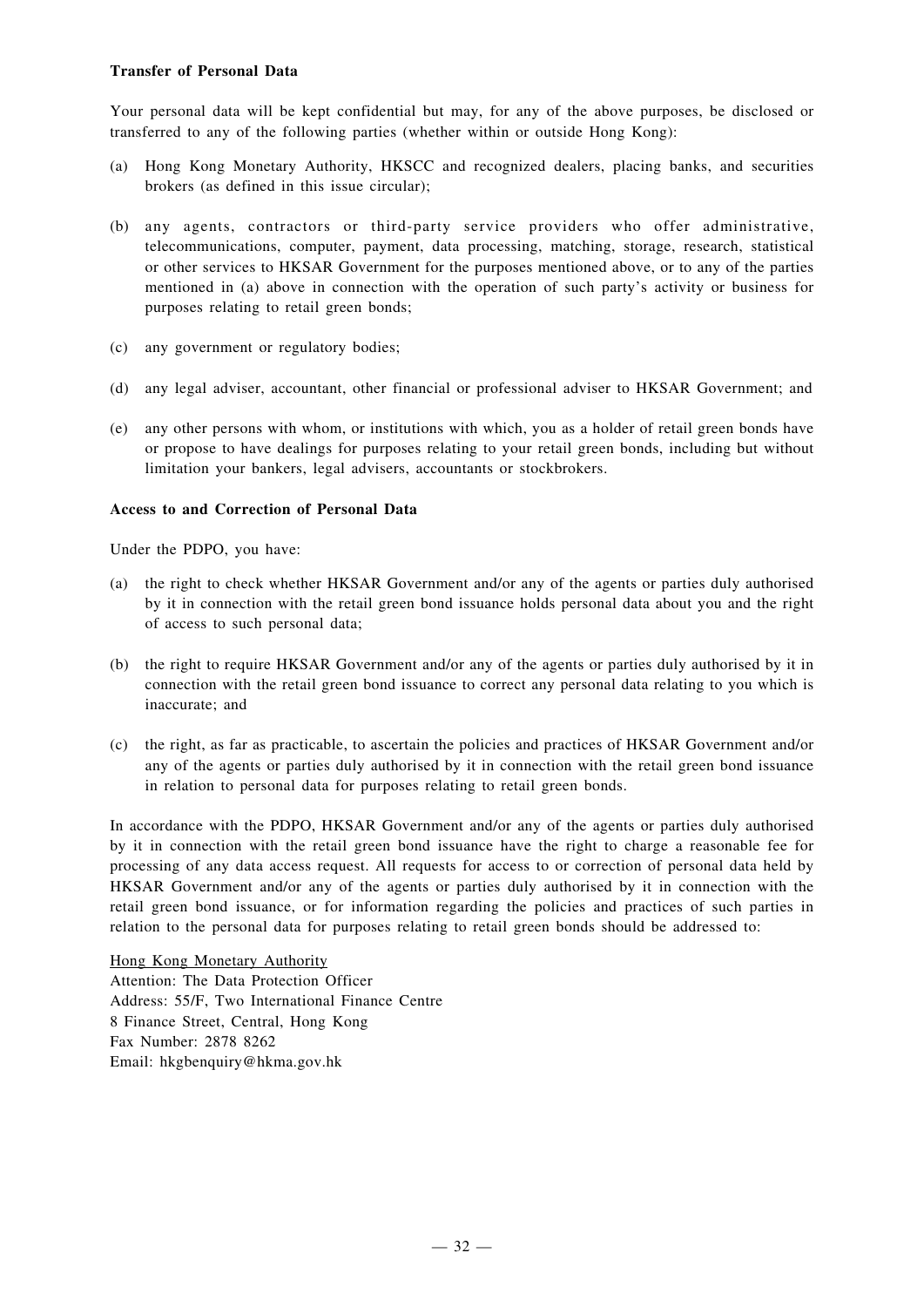**Transfer of Personal Data**

Your personal data will be kept confidential but may, for any of the above purposes, be disclosed or transferred to any of the following parties (whether within or outside Hong Kong):

(a) Hong Kong Monetary Authority, HKSCC and recognized dealers, placing banks, and securities brokers (as defined in this issue circular);

(b) any agents, contractors or third-party service providers who offer administrative, telecommunications, computer, payment, data processing, matching, storage, research, statistical or other services to HKSAR Government for the purposes mentioned above, or to any of the parties mentioned in (a) above in connection with the operation of such party's activity or business for purposes relating to retail green bonds;

(c) any government or regulatory bodies;

(d) any legal adviser, accountant, other financial or professional adviser to HKSAR Government; and

(e) any other persons with whom, or institutions with which, you as a holder of retail green bonds have or propose to have dealings for purposes relating to your retail green bonds, including but without limitation your bankers, legal advisers, accountants or stockbrokers.

**Access to and Correction of Personal Data**

Under the PDPO, you have:

(a) the right to check whether HKSAR Government and/or any of the agents or parties duly authorised by it in connection with the retail green bond issuance holds personal data about you and the right of access to such personal data;

(b) the right to require HKSAR Government and/or any of the agents or parties duly authorised by it in connection with the retail green bond issuance to correct any personal data relating to you which is inaccurate; and

(c) the right, as far as practicable, to ascertain the policies and practices of HKSAR Government and/or any of the agents or parties duly authorised by it in connection with the retail green bond issuance in relation to personal data for purposes relating to retail green bonds.

In accordance with the PDPO, HKSAR Government and/or any of the agents or parties duly authorised by it in connection with the retail green bond issuance have the right to charge a reasonable fee for processing of any data access request. All requests for access to or correction of personal data held by HKSAR Government and/or any of the agents or parties duly authorised by it in connection with the retail green bond issuance, or for information regarding the policies and practices of such parties in relation to the personal data for purposes relating to retail green bonds should be addressed to:

Hong Kong Monetary Authority
Attention: The Data Protection Officer
Address: 55/F, Two International Finance Centre
8 Finance Street, Central, Hong Kong
Fax Number: 2878 8262
Email: hkgbenquiry@hkma.gov.hk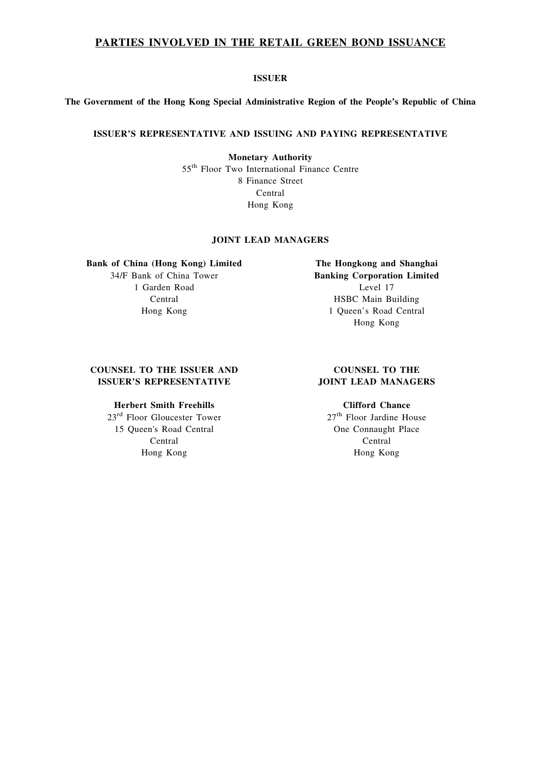# PARTIES INVOLVED IN THE RETAIL GREEN BOND ISSUANCE

**ISSUER**

**The Government of the Hong Kong Special Administrative Region of the People's Republic of China**

**ISSUER'S REPRESENTATIVE AND ISSUING AND PAYING REPRESENTATIVE**

**Monetary Authority**
55th Floor Two International Finance Centre
8 Finance Street
Central
Hong Kong

**JOINT LEAD MANAGERS**

**Bank of China (Hong Kong) Limited**
34/F Bank of China Tower
1 Garden Road
Central
Hong Kong

**The Hongkong and Shanghai Banking Corporation Limited**
Level 17
HSBC Main Building
1 Queen's Road Central
Hong Kong

**COUNSEL TO THE ISSUER AND ISSUER'S REPRESENTATIVE**

**Herbert Smith Freehills**
23rd Floor Gloucester Tower
15 Queen's Road Central
Central
Hong Kong

**COUNSEL TO THE JOINT LEAD MANAGERS**

**Clifford Chance**
27th Floor Jardine House
One Connaught Place
Central
Hong Kong